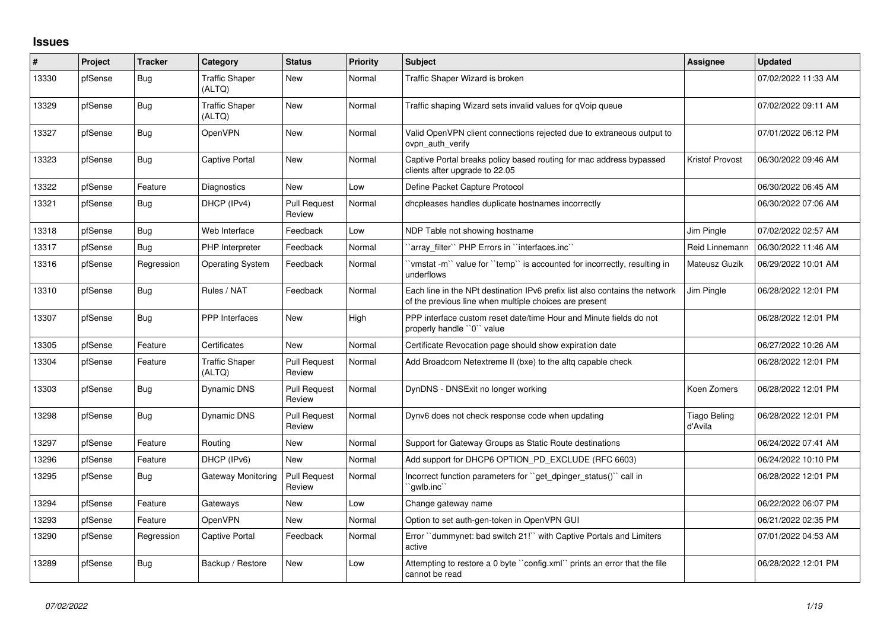## Issues

| # | Project | Tracker | Category | Status | Priority | Subject | Assignee | Updated |
|---|---|---|---|---|---|---|---|---|
| 13330 | pfSense | Bug | Traffic Shaper (ALTQ) | New | Normal | Traffic Shaper Wizard is broken | | 07/02/2022 11:33 AM |
| 13329 | pfSense | Bug | Traffic Shaper (ALTQ) | New | Normal | Traffic shaping Wizard sets invalid values for qVoip queue | | 07/02/2022 09:11 AM |
| 13327 | pfSense | Bug | OpenVPN | New | Normal | Valid OpenVPN client connections rejected due to extraneous output to ovpn_auth_verify | | 07/01/2022 06:12 PM |
| 13323 | pfSense | Bug | Captive Portal | New | Normal | Captive Portal breaks policy based routing for mac address bypassed clients after upgrade to 22.05 | Kristof Provost | 06/30/2022 09:46 AM |
| 13322 | pfSense | Feature | Diagnostics | New | Low | Define Packet Capture Protocol | | 06/30/2022 06:45 AM |
| 13321 | pfSense | Bug | DHCP (IPv4) | Pull Request Review | Normal | dhcpleases handles duplicate hostnames incorrectly | | 06/30/2022 07:06 AM |
| 13318 | pfSense | Bug | Web Interface | Feedback | Low | NDP Table not showing hostname | Jim Pingle | 07/02/2022 02:57 AM |
| 13317 | pfSense | Bug | PHP Interpreter | Feedback | Normal | ``array_filter`` PHP Errors in ``interfaces.inc`` | Reid Linnemann | 06/30/2022 11:46 AM |
| 13316 | pfSense | Regression | Operating System | Feedback | Normal | ``vmstat -m`` value for ``temp`` is accounted for incorrectly, resulting in underflows | Mateusz Guzik | 06/29/2022 10:01 AM |
| 13310 | pfSense | Bug | Rules / NAT | Feedback | Normal | Each line in the NPt destination IPv6 prefix list also contains the network of the previous line when multiple choices are present | Jim Pingle | 06/28/2022 12:01 PM |
| 13307 | pfSense | Bug | PPP Interfaces | New | High | PPP interface custom reset date/time Hour and Minute fields do not properly handle ``0`` value | | 06/28/2022 12:01 PM |
| 13305 | pfSense | Feature | Certificates | New | Normal | Certificate Revocation page should show expiration date | | 06/27/2022 10:26 AM |
| 13304 | pfSense | Feature | Traffic Shaper (ALTQ) | Pull Request Review | Normal | Add Broadcom Netextreme II (bxe) to the altq capable check | | 06/28/2022 12:01 PM |
| 13303 | pfSense | Bug | Dynamic DNS | Pull Request Review | Normal | DynDNS - DNSExit no longer working | Koen Zomers | 06/28/2022 12:01 PM |
| 13298 | pfSense | Bug | Dynamic DNS | Pull Request Review | Normal | Dynv6 does not check response code when updating | Tiago Beling d'Avila | 06/28/2022 12:01 PM |
| 13297 | pfSense | Feature | Routing | New | Normal | Support for Gateway Groups as Static Route destinations | | 06/24/2022 07:41 AM |
| 13296 | pfSense | Feature | DHCP (IPv6) | New | Normal | Add support for DHCP6 OPTION_PD_EXCLUDE (RFC 6603) | | 06/24/2022 10:10 PM |
| 13295 | pfSense | Bug | Gateway Monitoring | Pull Request Review | Normal | Incorrect function parameters for ``get_dpinger_status()`` call in ``gwlb.inc`` | | 06/28/2022 12:01 PM |
| 13294 | pfSense | Feature | Gateways | New | Low | Change gateway name | | 06/22/2022 06:07 PM |
| 13293 | pfSense | Feature | OpenVPN | New | Normal | Option to set auth-gen-token in OpenVPN GUI | | 06/21/2022 02:35 PM |
| 13290 | pfSense | Regression | Captive Portal | Feedback | Normal | Error ``dummynet: bad switch 21!`` with Captive Portals and Limiters active | | 07/01/2022 04:53 AM |
| 13289 | pfSense | Bug | Backup / Restore | New | Low | Attempting to restore a 0 byte ``config.xml`` prints an error that the file cannot be read | | 06/28/2022 12:01 PM |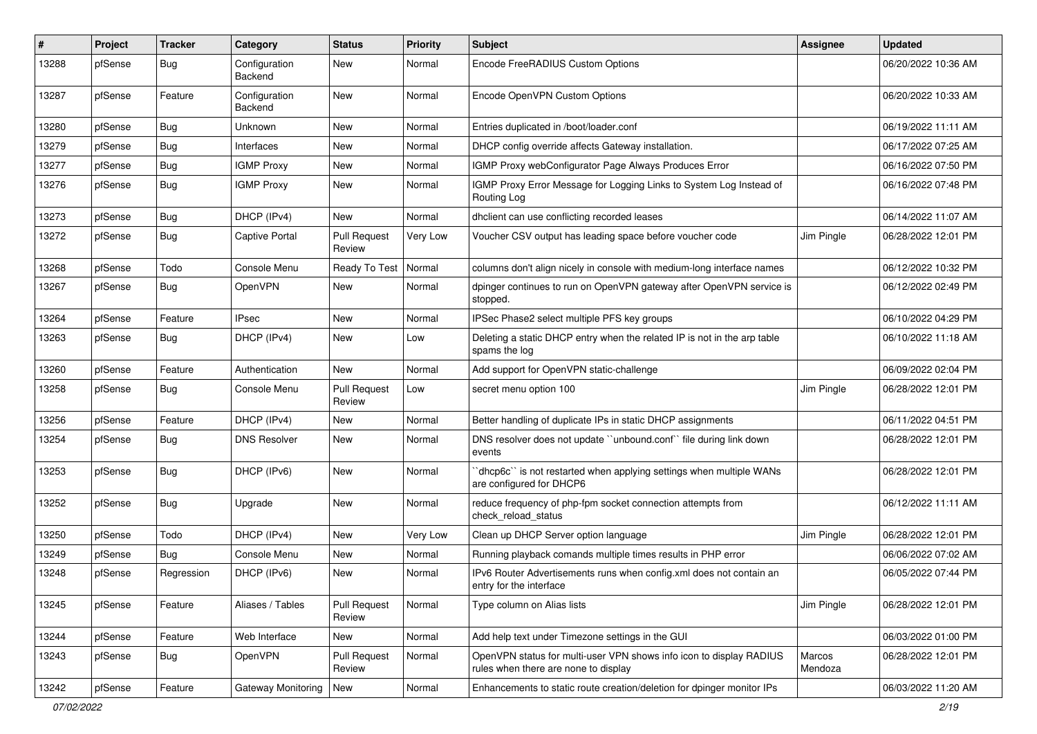| # | Project | Tracker | Category | Status | Priority | Subject | Assignee | Updated |
|---|---|---|---|---|---|---|---|---|
| 13288 | pfSense | Bug | Configuration Backend | New | Normal | Encode FreeRADIUS Custom Options | | 06/20/2022 10:36 AM |
| 13287 | pfSense | Feature | Configuration Backend | New | Normal | Encode OpenVPN Custom Options | | 06/20/2022 10:33 AM |
| 13280 | pfSense | Bug | Unknown | New | Normal | Entries duplicated in /boot/loader.conf | | 06/19/2022 11:11 AM |
| 13279 | pfSense | Bug | Interfaces | New | Normal | DHCP config override affects Gateway installation. | | 06/17/2022 07:25 AM |
| 13277 | pfSense | Bug | IGMP Proxy | New | Normal | IGMP Proxy webConfigurator Page Always Produces Error | | 06/16/2022 07:50 PM |
| 13276 | pfSense | Bug | IGMP Proxy | New | Normal | IGMP Proxy Error Message for Logging Links to System Log Instead of Routing Log | | 06/16/2022 07:48 PM |
| 13273 | pfSense | Bug | DHCP (IPv4) | New | Normal | dhclient can use conflicting recorded leases | | 06/14/2022 11:07 AM |
| 13272 | pfSense | Bug | Captive Portal | Pull Request Review | Very Low | Voucher CSV output has leading space before voucher code | Jim Pingle | 06/28/2022 12:01 PM |
| 13268 | pfSense | Todo | Console Menu | Ready To Test | Normal | columns don't align nicely in console with medium-long interface names | | 06/12/2022 10:32 PM |
| 13267 | pfSense | Bug | OpenVPN | New | Normal | dpinger continues to run on OpenVPN gateway after OpenVPN service is stopped. | | 06/12/2022 02:49 PM |
| 13264 | pfSense | Feature | IPsec | New | Normal | IPSec Phase2 select multiple PFS key groups | | 06/10/2022 04:29 PM |
| 13263 | pfSense | Bug | DHCP (IPv4) | New | Low | Deleting a static DHCP entry when the related IP is not in the arp table spams the log | | 06/10/2022 11:18 AM |
| 13260 | pfSense | Feature | Authentication | New | Normal | Add support for OpenVPN static-challenge | | 06/09/2022 02:04 PM |
| 13258 | pfSense | Bug | Console Menu | Pull Request Review | Low | secret menu option 100 | Jim Pingle | 06/28/2022 12:01 PM |
| 13256 | pfSense | Feature | DHCP (IPv4) | New | Normal | Better handling of duplicate IPs in static DHCP assignments | | 06/11/2022 04:51 PM |
| 13254 | pfSense | Bug | DNS Resolver | New | Normal | DNS resolver does not update ``unbound.conf`` file during link down events | | 06/28/2022 12:01 PM |
| 13253 | pfSense | Bug | DHCP (IPv6) | New | Normal | ``dhcp6c`` is not restarted when applying settings when multiple WANs are configured for DHCP6 | | 06/28/2022 12:01 PM |
| 13252 | pfSense | Bug | Upgrade | New | Normal | reduce frequency of php-fpm socket connection attempts from check_reload_status | | 06/12/2022 11:11 AM |
| 13250 | pfSense | Todo | DHCP (IPv4) | New | Very Low | Clean up DHCP Server option language | Jim Pingle | 06/28/2022 12:01 PM |
| 13249 | pfSense | Bug | Console Menu | New | Normal | Running playback comands multiple times results in PHP error | | 06/06/2022 07:02 AM |
| 13248 | pfSense | Regression | DHCP (IPv6) | New | Normal | IPv6 Router Advertisements runs when config.xml does not contain an entry for the interface | | 06/05/2022 07:44 PM |
| 13245 | pfSense | Feature | Aliases / Tables | Pull Request Review | Normal | Type column on Alias lists | Jim Pingle | 06/28/2022 12:01 PM |
| 13244 | pfSense | Feature | Web Interface | New | Normal | Add help text under Timezone settings in the GUI | | 06/03/2022 01:00 PM |
| 13243 | pfSense | Bug | OpenVPN | Pull Request Review | Normal | OpenVPN status for multi-user VPN shows info icon to display RADIUS rules when there are none to display | Marcos Mendoza | 06/28/2022 12:01 PM |
| 13242 | pfSense | Feature | Gateway Monitoring | New | Normal | Enhancements to static route creation/deletion for dpinger monitor IPs | | 06/03/2022 11:20 AM |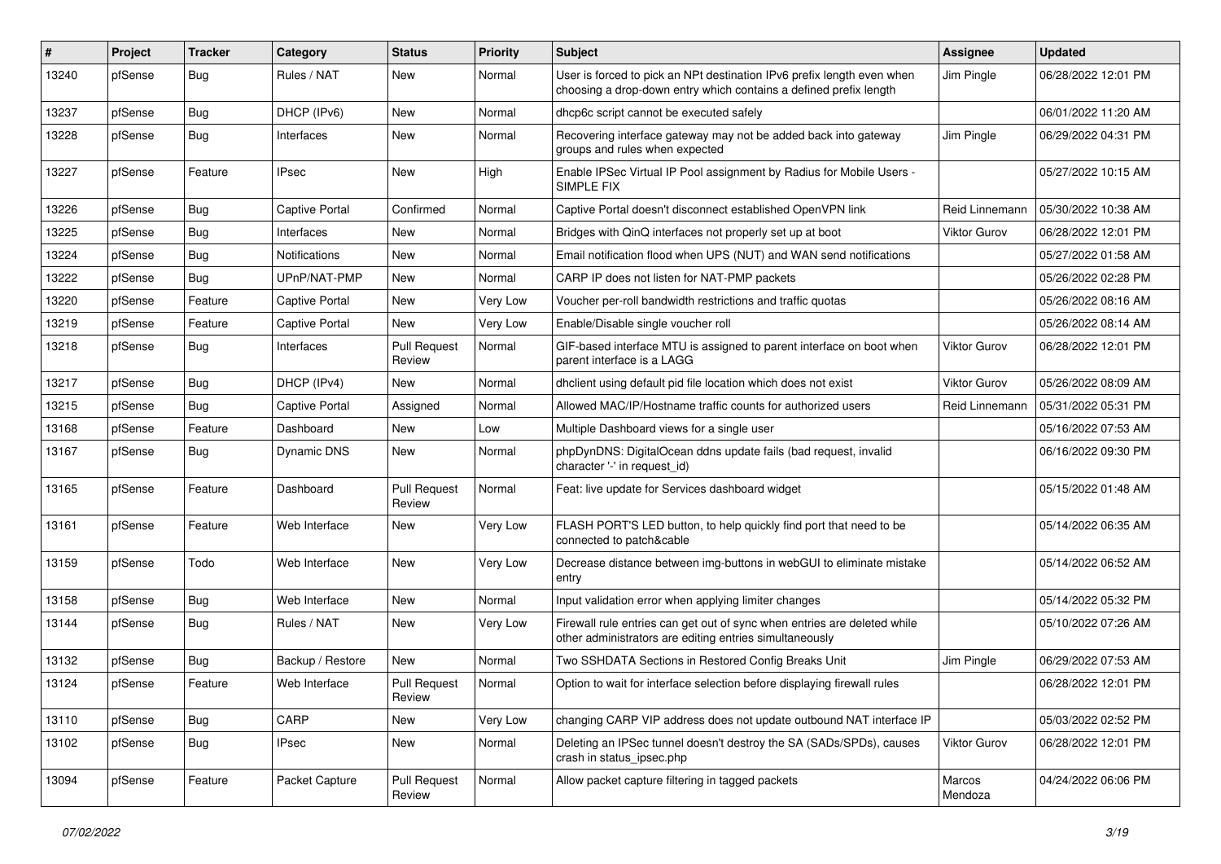| # | Project | Tracker | Category | Status | Priority | Subject | Assignee | Updated |
|---|---|---|---|---|---|---|---|---|
| 13240 | pfSense | Bug | Rules / NAT | New | Normal | User is forced to pick an NPt destination IPv6 prefix length even when choosing a drop-down entry which contains a defined prefix length | Jim Pingle | 06/28/2022 12:01 PM |
| 13237 | pfSense | Bug | DHCP (IPv6) | New | Normal | dhcp6c script cannot be executed safely | | 06/01/2022 11:20 AM |
| 13228 | pfSense | Bug | Interfaces | New | Normal | Recovering interface gateway may not be added back into gateway groups and rules when expected | Jim Pingle | 06/29/2022 04:31 PM |
| 13227 | pfSense | Feature | IPsec | New | High | Enable IPSec Virtual IP Pool assignment by Radius for Mobile Users - SIMPLE FIX | | 05/27/2022 10:15 AM |
| 13226 | pfSense | Bug | Captive Portal | Confirmed | Normal | Captive Portal doesn't disconnect established OpenVPN link | Reid Linnemann | 05/30/2022 10:38 AM |
| 13225 | pfSense | Bug | Interfaces | New | Normal | Bridges with QinQ interfaces not properly set up at boot | Viktor Gurov | 06/28/2022 12:01 PM |
| 13224 | pfSense | Bug | Notifications | New | Normal | Email notification flood when UPS (NUT) and WAN send notifications | | 05/27/2022 01:58 AM |
| 13222 | pfSense | Bug | UPnP/NAT-PMP | New | Normal | CARP IP does not listen for NAT-PMP packets | | 05/26/2022 02:28 PM |
| 13220 | pfSense | Feature | Captive Portal | New | Very Low | Voucher per-roll bandwidth restrictions and traffic quotas | | 05/26/2022 08:16 AM |
| 13219 | pfSense | Feature | Captive Portal | New | Very Low | Enable/Disable single voucher roll | | 05/26/2022 08:14 AM |
| 13218 | pfSense | Bug | Interfaces | Pull Request Review | Normal | GIF-based interface MTU is assigned to parent interface on boot when parent interface is a LAGG | Viktor Gurov | 06/28/2022 12:01 PM |
| 13217 | pfSense | Bug | DHCP (IPv4) | New | Normal | dhclient using default pid file location which does not exist | Viktor Gurov | 05/26/2022 08:09 AM |
| 13215 | pfSense | Bug | Captive Portal | Assigned | Normal | Allowed MAC/IP/Hostname traffic counts for authorized users | Reid Linnemann | 05/31/2022 05:31 PM |
| 13168 | pfSense | Feature | Dashboard | New | Low | Multiple Dashboard views for a single user | | 05/16/2022 07:53 AM |
| 13167 | pfSense | Bug | Dynamic DNS | New | Normal | phpDynDNS: DigitalOcean ddns update fails (bad request, invalid character '-' in request_id) | | 06/16/2022 09:30 PM |
| 13165 | pfSense | Feature | Dashboard | Pull Request Review | Normal | Feat: live update for Services dashboard widget | | 05/15/2022 01:48 AM |
| 13161 | pfSense | Feature | Web Interface | New | Very Low | FLASH PORT'S LED button, to help quickly find port that need to be connected to patch&cable | | 05/14/2022 06:35 AM |
| 13159 | pfSense | Todo | Web Interface | New | Very Low | Decrease distance between img-buttons in webGUI to eliminate mistake entry | | 05/14/2022 06:52 AM |
| 13158 | pfSense | Bug | Web Interface | New | Normal | Input validation error when applying limiter changes | | 05/14/2022 05:32 PM |
| 13144 | pfSense | Bug | Rules / NAT | New | Very Low | Firewall rule entries can get out of sync when entries are deleted while other administrators are editing entries simultaneously | | 05/10/2022 07:26 AM |
| 13132 | pfSense | Bug | Backup / Restore | New | Normal | Two SSHDATA Sections in Restored Config Breaks Unit | Jim Pingle | 06/29/2022 07:53 AM |
| 13124 | pfSense | Feature | Web Interface | Pull Request Review | Normal | Option to wait for interface selection before displaying firewall rules | | 06/28/2022 12:01 PM |
| 13110 | pfSense | Bug | CARP | New | Very Low | changing CARP VIP address does not update outbound NAT interface IP | | 05/03/2022 02:52 PM |
| 13102 | pfSense | Bug | IPsec | New | Normal | Deleting an IPSec tunnel doesn't destroy the SA (SADs/SPDs), causes crash in status_ipsec.php | Viktor Gurov | 06/28/2022 12:01 PM |
| 13094 | pfSense | Feature | Packet Capture | Pull Request Review | Normal | Allow packet capture filtering in tagged packets | Marcos Mendoza | 04/24/2022 06:06 PM |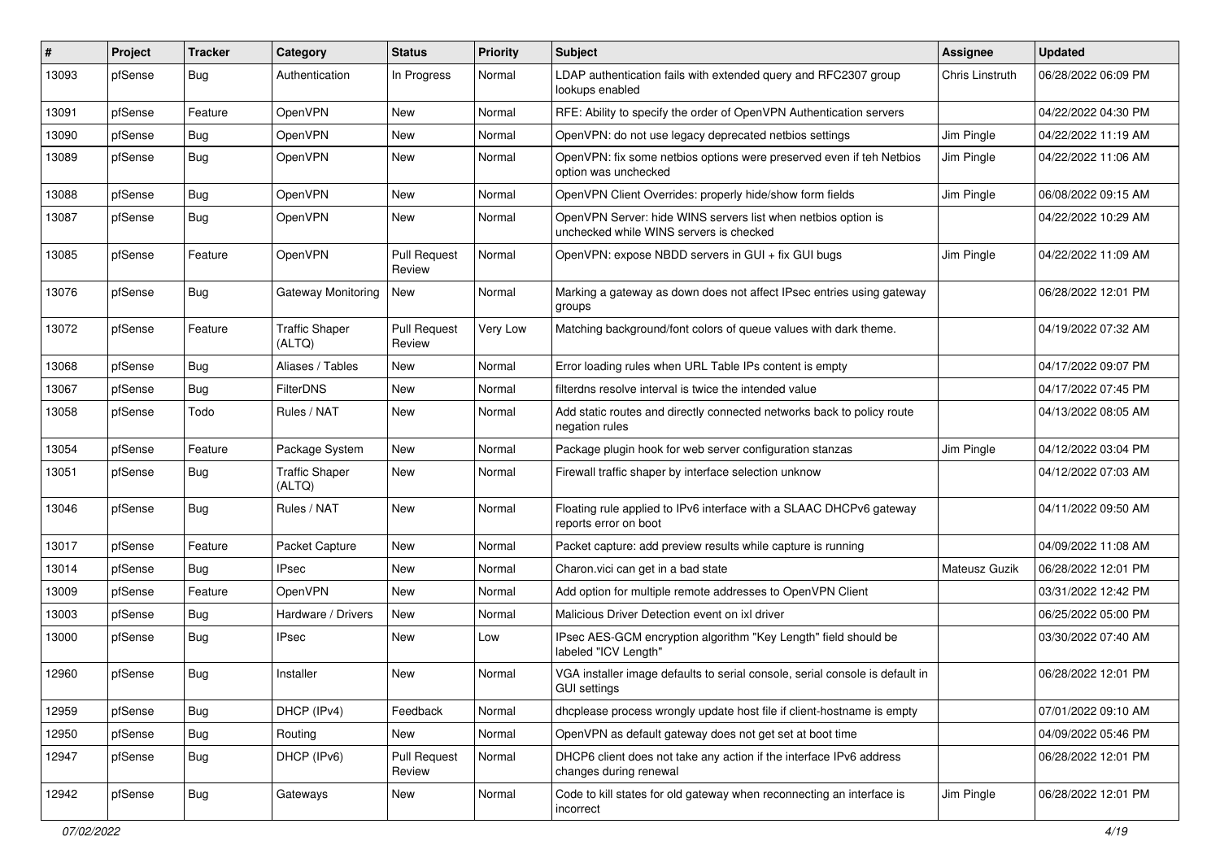| # | Project | Tracker | Category | Status | Priority | Subject | Assignee | Updated |
|---|---|---|---|---|---|---|---|---|
| 13093 | pfSense | Bug | Authentication | In Progress | Normal | LDAP authentication fails with extended query and RFC2307 group lookups enabled | Chris Linstruth | 06/28/2022 06:09 PM |
| 13091 | pfSense | Feature | OpenVPN | New | Normal | RFE: Ability to specify the order of OpenVPN Authentication servers | | 04/22/2022 04:30 PM |
| 13090 | pfSense | Bug | OpenVPN | New | Normal | OpenVPN: do not use legacy deprecated netbios settings | Jim Pingle | 04/22/2022 11:19 AM |
| 13089 | pfSense | Bug | OpenVPN | New | Normal | OpenVPN: fix some netbios options were preserved even if teh Netbios option was unchecked | Jim Pingle | 04/22/2022 11:06 AM |
| 13088 | pfSense | Bug | OpenVPN | New | Normal | OpenVPN Client Overrides: properly hide/show form fields | Jim Pingle | 06/08/2022 09:15 AM |
| 13087 | pfSense | Bug | OpenVPN | New | Normal | OpenVPN Server: hide WINS servers list when netbios option is unchecked while WINS servers is checked | | 04/22/2022 10:29 AM |
| 13085 | pfSense | Feature | OpenVPN | Pull Request Review | Normal | OpenVPN: expose NBDD servers in GUI + fix GUI bugs | Jim Pingle | 04/22/2022 11:09 AM |
| 13076 | pfSense | Bug | Gateway Monitoring | New | Normal | Marking a gateway as down does not affect IPsec entries using gateway groups | | 06/28/2022 12:01 PM |
| 13072 | pfSense | Feature | Traffic Shaper (ALTQ) | Pull Request Review | Very Low | Matching background/font colors of queue values with dark theme. | | 04/19/2022 07:32 AM |
| 13068 | pfSense | Bug | Aliases / Tables | New | Normal | Error loading rules when URL Table IPs content is empty | | 04/17/2022 09:07 PM |
| 13067 | pfSense | Bug | FilterDNS | New | Normal | filterdns resolve interval is twice the intended value | | 04/17/2022 07:45 PM |
| 13058 | pfSense | Todo | Rules / NAT | New | Normal | Add static routes and directly connected networks back to policy route negation rules | | 04/13/2022 08:05 AM |
| 13054 | pfSense | Feature | Package System | New | Normal | Package plugin hook for web server configuration stanzas | Jim Pingle | 04/12/2022 03:04 PM |
| 13051 | pfSense | Bug | Traffic Shaper (ALTQ) | New | Normal | Firewall traffic shaper by interface selection unknow | | 04/12/2022 07:03 AM |
| 13046 | pfSense | Bug | Rules / NAT | New | Normal | Floating rule applied to IPv6 interface with a SLAAC DHCPv6 gateway reports error on boot | | 04/11/2022 09:50 AM |
| 13017 | pfSense | Feature | Packet Capture | New | Normal | Packet capture: add preview results while capture is running | | 04/09/2022 11:08 AM |
| 13014 | pfSense | Bug | IPsec | New | Normal | Charon.vici can get in a bad state | Mateusz Guzik | 06/28/2022 12:01 PM |
| 13009 | pfSense | Feature | OpenVPN | New | Normal | Add option for multiple remote addresses to OpenVPN Client | | 03/31/2022 12:42 PM |
| 13003 | pfSense | Bug | Hardware / Drivers | New | Normal | Malicious Driver Detection event on ixl driver | | 06/25/2022 05:00 PM |
| 13000 | pfSense | Bug | IPsec | New | Low | IPsec AES-GCM encryption algorithm "Key Length" field should be labeled "ICV Length" | | 03/30/2022 07:40 AM |
| 12960 | pfSense | Bug | Installer | New | Normal | VGA installer image defaults to serial console, serial console is default in GUI settings | | 06/28/2022 12:01 PM |
| 12959 | pfSense | Bug | DHCP (IPv4) | Feedback | Normal | dhcplease process wrongly update host file if client-hostname is empty | | 07/01/2022 09:10 AM |
| 12950 | pfSense | Bug | Routing | New | Normal | OpenVPN as default gateway does not get set at boot time | | 04/09/2022 05:46 PM |
| 12947 | pfSense | Bug | DHCP (IPv6) | Pull Request Review | Normal | DHCP6 client does not take any action if the interface IPv6 address changes during renewal | | 06/28/2022 12:01 PM |
| 12942 | pfSense | Bug | Gateways | New | Normal | Code to kill states for old gateway when reconnecting an interface is incorrect | Jim Pingle | 06/28/2022 12:01 PM |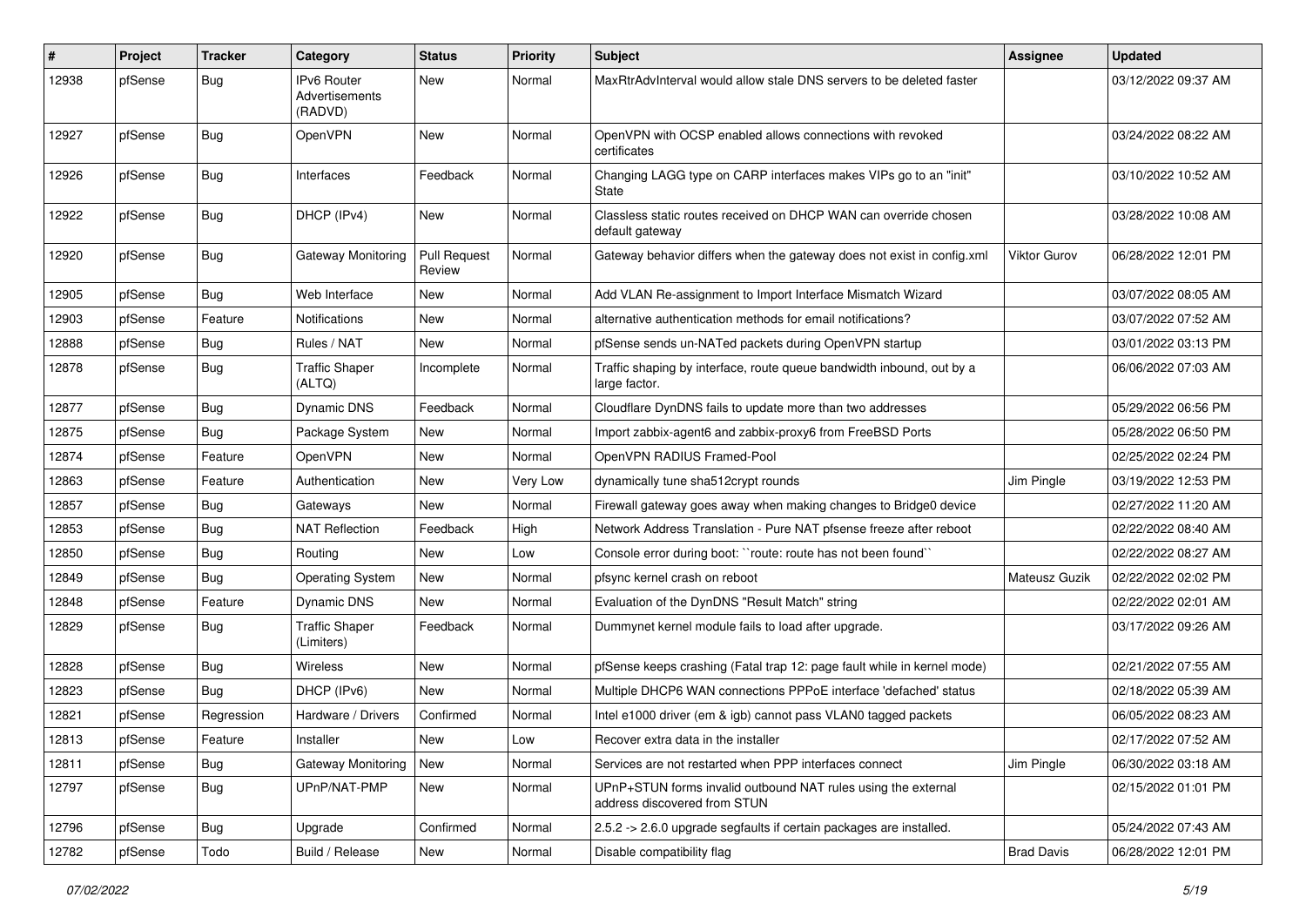| # | Project | Tracker | Category | Status | Priority | Subject | Assignee | Updated |
|---|---|---|---|---|---|---|---|---|
| 12938 | pfSense | Bug | IPv6 Router Advertisements (RADVD) | New | Normal | MaxRtrAdvInterval would allow stale DNS servers to be deleted faster | | 03/12/2022 09:37 AM |
| 12927 | pfSense | Bug | OpenVPN | New | Normal | OpenVPN with OCSP enabled allows connections with revoked certificates | | 03/24/2022 08:22 AM |
| 12926 | pfSense | Bug | Interfaces | Feedback | Normal | Changing LAGG type on CARP interfaces makes VIPs go to an "init" State | | 03/10/2022 10:52 AM |
| 12922 | pfSense | Bug | DHCP (IPv4) | New | Normal | Classless static routes received on DHCP WAN can override chosen default gateway | | 03/28/2022 10:08 AM |
| 12920 | pfSense | Bug | Gateway Monitoring | Pull Request Review | Normal | Gateway behavior differs when the gateway does not exist in config.xml | Viktor Gurov | 06/28/2022 12:01 PM |
| 12905 | pfSense | Bug | Web Interface | New | Normal | Add VLAN Re-assignment to Import Interface Mismatch Wizard | | 03/07/2022 08:05 AM |
| 12903 | pfSense | Feature | Notifications | New | Normal | alternative authentication methods for email notifications? | | 03/07/2022 07:52 AM |
| 12888 | pfSense | Bug | Rules / NAT | New | Normal | pfSense sends un-NATed packets during OpenVPN startup | | 03/01/2022 03:13 PM |
| 12878 | pfSense | Bug | Traffic Shaper (ALTQ) | Incomplete | Normal | Traffic shaping by interface, route queue bandwidth inbound, out by a large factor. | | 06/06/2022 07:03 AM |
| 12877 | pfSense | Bug | Dynamic DNS | Feedback | Normal | Cloudflare DynDNS fails to update more than two addresses | | 05/29/2022 06:56 PM |
| 12875 | pfSense | Bug | Package System | New | Normal | Import zabbix-agent6 and zabbix-proxy6 from FreeBSD Ports | | 05/28/2022 06:50 PM |
| 12874 | pfSense | Feature | OpenVPN | New | Normal | OpenVPN RADIUS Framed-Pool | | 02/25/2022 02:24 PM |
| 12863 | pfSense | Feature | Authentication | New | Very Low | dynamically tune sha512crypt rounds | Jim Pingle | 03/19/2022 12:53 PM |
| 12857 | pfSense | Bug | Gateways | New | Normal | Firewall gateway goes away when making changes to Bridge0 device | | 02/27/2022 11:20 AM |
| 12853 | pfSense | Bug | NAT Reflection | Feedback | High | Network Address Translation - Pure NAT pfsense freeze after reboot | | 02/22/2022 08:40 AM |
| 12850 | pfSense | Bug | Routing | New | Low | Console error during boot: ``route: route has not been found`` | | 02/22/2022 08:27 AM |
| 12849 | pfSense | Bug | Operating System | New | Normal | pfsync kernel crash on reboot | Mateusz Guzik | 02/22/2022 02:02 PM |
| 12848 | pfSense | Feature | Dynamic DNS | New | Normal | Evaluation of the DynDNS "Result Match" string | | 02/22/2022 02:01 AM |
| 12829 | pfSense | Bug | Traffic Shaper (Limiters) | Feedback | Normal | Dummynet kernel module fails to load after upgrade. | | 03/17/2022 09:26 AM |
| 12828 | pfSense | Bug | Wireless | New | Normal | pfSense keeps crashing (Fatal trap 12: page fault while in kernel mode) | | 02/21/2022 07:55 AM |
| 12823 | pfSense | Bug | DHCP (IPv6) | New | Normal | Multiple DHCP6 WAN connections PPPoE interface 'defached' status | | 02/18/2022 05:39 AM |
| 12821 | pfSense | Regression | Hardware / Drivers | Confirmed | Normal | Intel e1000 driver (em & igb) cannot pass VLAN0 tagged packets | | 06/05/2022 08:23 AM |
| 12813 | pfSense | Feature | Installer | New | Low | Recover extra data in the installer | | 02/17/2022 07:52 AM |
| 12811 | pfSense | Bug | Gateway Monitoring | New | Normal | Services are not restarted when PPP interfaces connect | Jim Pingle | 06/30/2022 03:18 AM |
| 12797 | pfSense | Bug | UPnP/NAT-PMP | New | Normal | UPnP+STUN forms invalid outbound NAT rules using the external address discovered from STUN | | 02/15/2022 01:01 PM |
| 12796 | pfSense | Bug | Upgrade | Confirmed | Normal | 2.5.2 -> 2.6.0 upgrade segfaults if certain packages are installed. | | 05/24/2022 07:43 AM |
| 12782 | pfSense | Todo | Build / Release | New | Normal | Disable compatibility flag | Brad Davis | 06/28/2022 12:01 PM |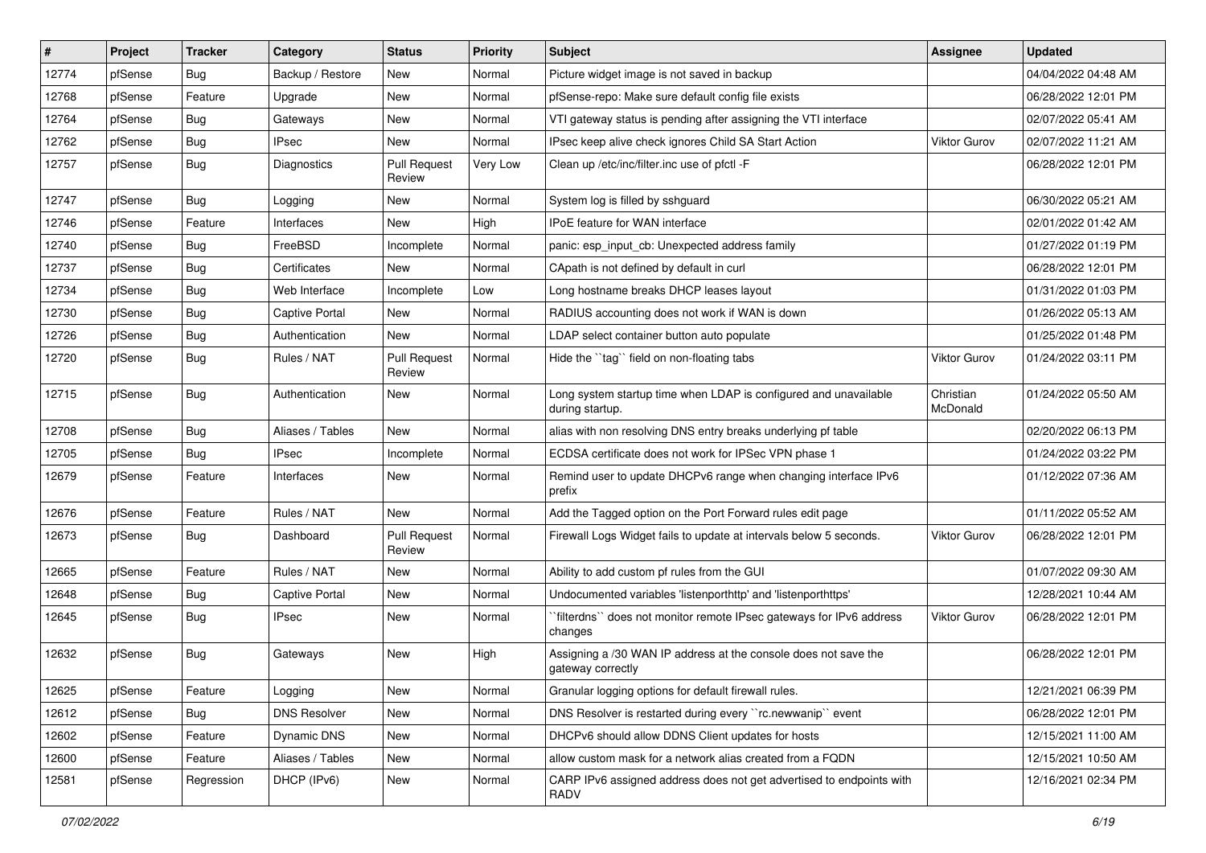| # | Project | Tracker | Category | Status | Priority | Subject | Assignee | Updated |
|---|---|---|---|---|---|---|---|---|
| 12774 | pfSense | Bug | Backup / Restore | New | Normal | Picture widget image is not saved in backup | | 04/04/2022 04:48 AM |
| 12768 | pfSense | Feature | Upgrade | New | Normal | pfSense-repo: Make sure default config file exists | | 06/28/2022 12:01 PM |
| 12764 | pfSense | Bug | Gateways | New | Normal | VTI gateway status is pending after assigning the VTI interface | | 02/07/2022 05:41 AM |
| 12762 | pfSense | Bug | IPsec | New | Normal | IPsec keep alive check ignores Child SA Start Action | Viktor Gurov | 02/07/2022 11:21 AM |
| 12757 | pfSense | Bug | Diagnostics | Pull Request Review | Very Low | Clean up /etc/inc/filter.inc use of pfctl -F | | 06/28/2022 12:01 PM |
| 12747 | pfSense | Bug | Logging | New | Normal | System log is filled by sshguard | | 06/30/2022 05:21 AM |
| 12746 | pfSense | Feature | Interfaces | New | High | IPoE feature for WAN interface | | 02/01/2022 01:42 AM |
| 12740 | pfSense | Bug | FreeBSD | Incomplete | Normal | panic: esp_input_cb: Unexpected address family | | 01/27/2022 01:19 PM |
| 12737 | pfSense | Bug | Certificates | New | Normal | CApath is not defined by default in curl | | 06/28/2022 12:01 PM |
| 12734 | pfSense | Bug | Web Interface | Incomplete | Low | Long hostname breaks DHCP leases layout | | 01/31/2022 01:03 PM |
| 12730 | pfSense | Bug | Captive Portal | New | Normal | RADIUS accounting does not work if WAN is down | | 01/26/2022 05:13 AM |
| 12726 | pfSense | Bug | Authentication | New | Normal | LDAP select container button auto populate | | 01/25/2022 01:48 PM |
| 12720 | pfSense | Bug | Rules / NAT | Pull Request Review | Normal | Hide the ``tag`` field on non-floating tabs | Viktor Gurov | 01/24/2022 03:11 PM |
| 12715 | pfSense | Bug | Authentication | New | Normal | Long system startup time when LDAP is configured and unavailable during startup. | Christian McDonald | 01/24/2022 05:50 AM |
| 12708 | pfSense | Bug | Aliases / Tables | New | Normal | alias with non resolving DNS entry breaks underlying pf table | | 02/20/2022 06:13 PM |
| 12705 | pfSense | Bug | IPsec | Incomplete | Normal | ECDSA certificate does not work for IPSec VPN phase 1 | | 01/24/2022 03:22 PM |
| 12679 | pfSense | Feature | Interfaces | New | Normal | Remind user to update DHCPv6 range when changing interface IPv6 prefix | | 01/12/2022 07:36 AM |
| 12676 | pfSense | Feature | Rules / NAT | New | Normal | Add the Tagged option on the Port Forward rules edit page | | 01/11/2022 05:52 AM |
| 12673 | pfSense | Bug | Dashboard | Pull Request Review | Normal | Firewall Logs Widget fails to update at intervals below 5 seconds. | Viktor Gurov | 06/28/2022 12:01 PM |
| 12665 | pfSense | Feature | Rules / NAT | New | Normal | Ability to add custom pf rules from the GUI | | 01/07/2022 09:30 AM |
| 12648 | pfSense | Bug | Captive Portal | New | Normal | Undocumented variables 'listenporthttp' and 'listenporthttps' | | 12/28/2021 10:44 AM |
| 12645 | pfSense | Bug | IPsec | New | Normal | ``filterdns`` does not monitor remote IPsec gateways for IPv6 address changes | Viktor Gurov | 06/28/2022 12:01 PM |
| 12632 | pfSense | Bug | Gateways | New | High | Assigning a /30 WAN IP address at the console does not save the gateway correctly | | 06/28/2022 12:01 PM |
| 12625 | pfSense | Feature | Logging | New | Normal | Granular logging options for default firewall rules. | | 12/21/2021 06:39 PM |
| 12612 | pfSense | Bug | DNS Resolver | New | Normal | DNS Resolver is restarted during every ``rc.newwanip`` event | | 06/28/2022 12:01 PM |
| 12602 | pfSense | Feature | Dynamic DNS | New | Normal | DHCPv6 should allow DDNS Client updates for hosts | | 12/15/2021 11:00 AM |
| 12600 | pfSense | Feature | Aliases / Tables | New | Normal | allow custom mask for a network alias created from a FQDN | | 12/15/2021 10:50 AM |
| 12581 | pfSense | Regression | DHCP (IPv6) | New | Normal | CARP IPv6 assigned address does not get advertised to endpoints with RADV | | 12/16/2021 02:34 PM |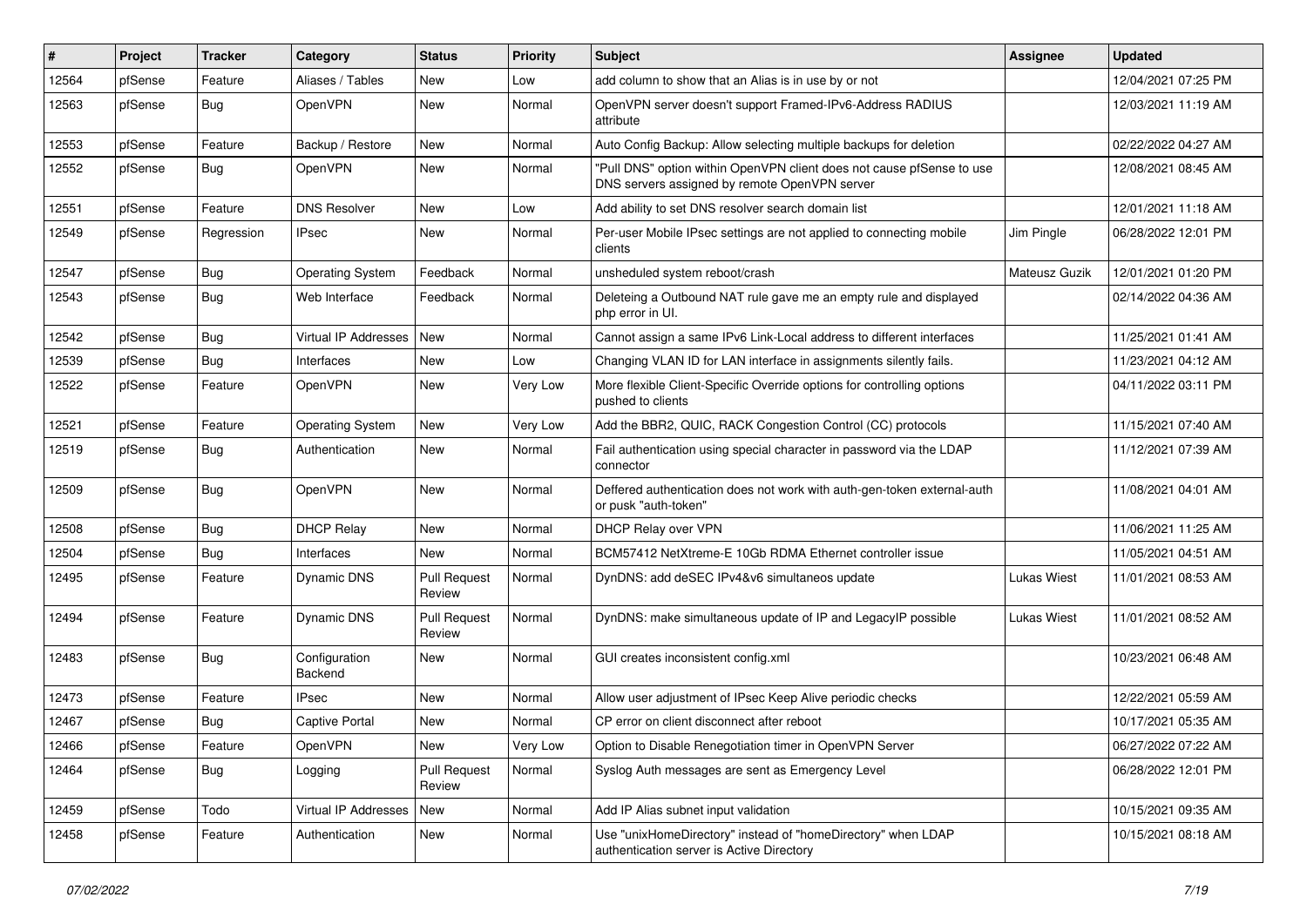| # | Project | Tracker | Category | Status | Priority | Subject | Assignee | Updated |
|---|---|---|---|---|---|---|---|---|
| 12564 | pfSense | Feature | Aliases / Tables | New | Low | add column to show that an Alias is in use by or not | | 12/04/2021 07:25 PM |
| 12563 | pfSense | Bug | OpenVPN | New | Normal | OpenVPN server doesn't support Framed-IPv6-Address RADIUS attribute | | 12/03/2021 11:19 AM |
| 12553 | pfSense | Feature | Backup / Restore | New | Normal | Auto Config Backup: Allow selecting multiple backups for deletion | | 02/22/2022 04:27 AM |
| 12552 | pfSense | Bug | OpenVPN | New | Normal | "Pull DNS" option within OpenVPN client does not cause pfSense to use DNS servers assigned by remote OpenVPN server | | 12/08/2021 08:45 AM |
| 12551 | pfSense | Feature | DNS Resolver | New | Low | Add ability to set DNS resolver search domain list | | 12/01/2021 11:18 AM |
| 12549 | pfSense | Regression | IPsec | New | Normal | Per-user Mobile IPsec settings are not applied to connecting mobile clients | Jim Pingle | 06/28/2022 12:01 PM |
| 12547 | pfSense | Bug | Operating System | Feedback | Normal | unsheduled system reboot/crash | Mateusz Guzik | 12/01/2021 01:20 PM |
| 12543 | pfSense | Bug | Web Interface | Feedback | Normal | Deleteing a Outbound NAT rule gave me an empty rule and displayed php error in UI. | | 02/14/2022 04:36 AM |
| 12542 | pfSense | Bug | Virtual IP Addresses | New | Normal | Cannot assign a same IPv6 Link-Local address to different interfaces | | 11/25/2021 01:41 AM |
| 12539 | pfSense | Bug | Interfaces | New | Low | Changing VLAN ID for LAN interface in assignments silently fails. | | 11/23/2021 04:12 AM |
| 12522 | pfSense | Feature | OpenVPN | New | Very Low | More flexible Client-Specific Override options for controlling options pushed to clients | | 04/11/2022 03:11 PM |
| 12521 | pfSense | Feature | Operating System | New | Very Low | Add the BBR2, QUIC, RACK Congestion Control (CC) protocols | | 11/15/2021 07:40 AM |
| 12519 | pfSense | Bug | Authentication | New | Normal | Fail authentication using special character in password via the LDAP connector | | 11/12/2021 07:39 AM |
| 12509 | pfSense | Bug | OpenVPN | New | Normal | Deffered authentication does not work with auth-gen-token external-auth or pusk "auth-token" | | 11/08/2021 04:01 AM |
| 12508 | pfSense | Bug | DHCP Relay | New | Normal | DHCP Relay over VPN | | 11/06/2021 11:25 AM |
| 12504 | pfSense | Bug | Interfaces | New | Normal | BCM57412 NetXtreme-E 10Gb RDMA Ethernet controller issue | | 11/05/2021 04:51 AM |
| 12495 | pfSense | Feature | Dynamic DNS | Pull Request Review | Normal | DynDNS: add deSEC IPv4&v6 simultaneos update | Lukas Wiest | 11/01/2021 08:53 AM |
| 12494 | pfSense | Feature | Dynamic DNS | Pull Request Review | Normal | DynDNS: make simultaneous update of IP and LegacyIP possible | Lukas Wiest | 11/01/2021 08:52 AM |
| 12483 | pfSense | Bug | Configuration Backend | New | Normal | GUI creates inconsistent config.xml | | 10/23/2021 06:48 AM |
| 12473 | pfSense | Feature | IPsec | New | Normal | Allow user adjustment of IPsec Keep Alive periodic checks | | 12/22/2021 05:59 AM |
| 12467 | pfSense | Bug | Captive Portal | New | Normal | CP error on client disconnect after reboot | | 10/17/2021 05:35 AM |
| 12466 | pfSense | Feature | OpenVPN | New | Very Low | Option to Disable Renegotiation timer in OpenVPN Server | | 06/27/2022 07:22 AM |
| 12464 | pfSense | Bug | Logging | Pull Request Review | Normal | Syslog Auth messages are sent as Emergency Level | | 06/28/2022 12:01 PM |
| 12459 | pfSense | Todo | Virtual IP Addresses | New | Normal | Add IP Alias subnet input validation | | 10/15/2021 09:35 AM |
| 12458 | pfSense | Feature | Authentication | New | Normal | Use "unixHomeDirectory" instead of "homeDirectory" when LDAP authentication server is Active Directory | | 10/15/2021 08:18 AM |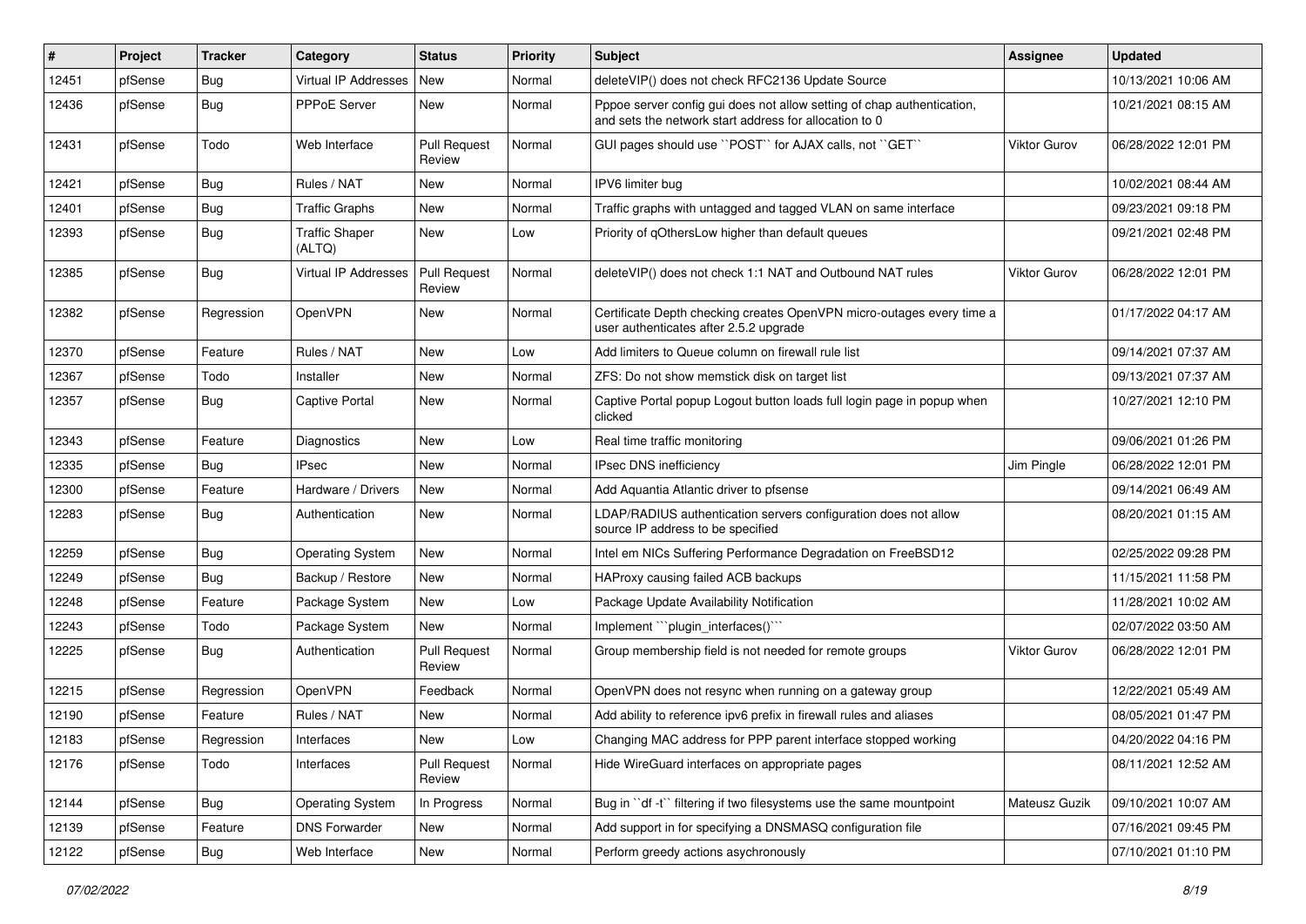| # | Project | Tracker | Category | Status | Priority | Subject | Assignee | Updated |
|---|---|---|---|---|---|---|---|---|
| 12451 | pfSense | Bug | Virtual IP Addresses | New | Normal | deleteVIP() does not check RFC2136 Update Source | | 10/13/2021 10:06 AM |
| 12436 | pfSense | Bug | PPPoE Server | New | Normal | Pppoe server config gui does not allow setting of chap authentication, and sets the network start address for allocation to 0 | | 10/21/2021 08:15 AM |
| 12431 | pfSense | Todo | Web Interface | Pull Request Review | Normal | GUI pages should use ``POST`` for AJAX calls, not ``GET`` | Viktor Gurov | 06/28/2022 12:01 PM |
| 12421 | pfSense | Bug | Rules / NAT | New | Normal | IPV6 limiter bug | | 10/02/2021 08:44 AM |
| 12401 | pfSense | Bug | Traffic Graphs | New | Normal | Traffic graphs with untagged and tagged VLAN on same interface | | 09/23/2021 09:18 PM |
| 12393 | pfSense | Bug | Traffic Shaper (ALTQ) | New | Low | Priority of qOthersLow higher than default queues | | 09/21/2021 02:48 PM |
| 12385 | pfSense | Bug | Virtual IP Addresses | Pull Request Review | Normal | deleteVIP() does not check 1:1 NAT and Outbound NAT rules | Viktor Gurov | 06/28/2022 12:01 PM |
| 12382 | pfSense | Regression | OpenVPN | New | Normal | Certificate Depth checking creates OpenVPN micro-outages every time a user authenticates after 2.5.2 upgrade | | 01/17/2022 04:17 AM |
| 12370 | pfSense | Feature | Rules / NAT | New | Low | Add limiters to Queue column on firewall rule list | | 09/14/2021 07:37 AM |
| 12367 | pfSense | Todo | Installer | New | Normal | ZFS: Do not show memstick disk on target list | | 09/13/2021 07:37 AM |
| 12357 | pfSense | Bug | Captive Portal | New | Normal | Captive Portal popup Logout button loads full login page in popup when clicked | | 10/27/2021 12:10 PM |
| 12343 | pfSense | Feature | Diagnostics | New | Low | Real time traffic monitoring | | 09/06/2021 01:26 PM |
| 12335 | pfSense | Bug | IPsec | New | Normal | IPsec DNS inefficiency | Jim Pingle | 06/28/2022 12:01 PM |
| 12300 | pfSense | Feature | Hardware / Drivers | New | Normal | Add Aquantia Atlantic driver to pfsense | | 09/14/2021 06:49 AM |
| 12283 | pfSense | Bug | Authentication | New | Normal | LDAP/RADIUS authentication servers configuration does not allow source IP address to be specified | | 08/20/2021 01:15 AM |
| 12259 | pfSense | Bug | Operating System | New | Normal | Intel em NICs Suffering Performance Degradation on FreeBSD12 | | 02/25/2022 09:28 PM |
| 12249 | pfSense | Bug | Backup / Restore | New | Normal | HAProxy causing failed ACB backups | | 11/15/2021 11:58 PM |
| 12248 | pfSense | Feature | Package System | New | Low | Package Update Availability Notification | | 11/28/2021 10:02 AM |
| 12243 | pfSense | Todo | Package System | New | Normal | Implement ```plugin_interfaces()``` | | 02/07/2022 03:50 AM |
| 12225 | pfSense | Bug | Authentication | Pull Request Review | Normal | Group membership field is not needed for remote groups | Viktor Gurov | 06/28/2022 12:01 PM |
| 12215 | pfSense | Regression | OpenVPN | Feedback | Normal | OpenVPN does not resync when running on a gateway group | | 12/22/2021 05:49 AM |
| 12190 | pfSense | Feature | Rules / NAT | New | Normal | Add ability to reference ipv6 prefix in firewall rules and aliases | | 08/05/2021 01:47 PM |
| 12183 | pfSense | Regression | Interfaces | New | Low | Changing MAC address for PPP parent interface stopped working | | 04/20/2022 04:16 PM |
| 12176 | pfSense | Todo | Interfaces | Pull Request Review | Normal | Hide WireGuard interfaces on appropriate pages | | 08/11/2021 12:52 AM |
| 12144 | pfSense | Bug | Operating System | In Progress | Normal | Bug in ``df -t`` filtering if two filesystems use the same mountpoint | Mateusz Guzik | 09/10/2021 10:07 AM |
| 12139 | pfSense | Feature | DNS Forwarder | New | Normal | Add support in for specifying a DNSMASQ configuration file | | 07/16/2021 09:45 PM |
| 12122 | pfSense | Bug | Web Interface | New | Normal | Perform greedy actions asychronously | | 07/10/2021 01:10 PM |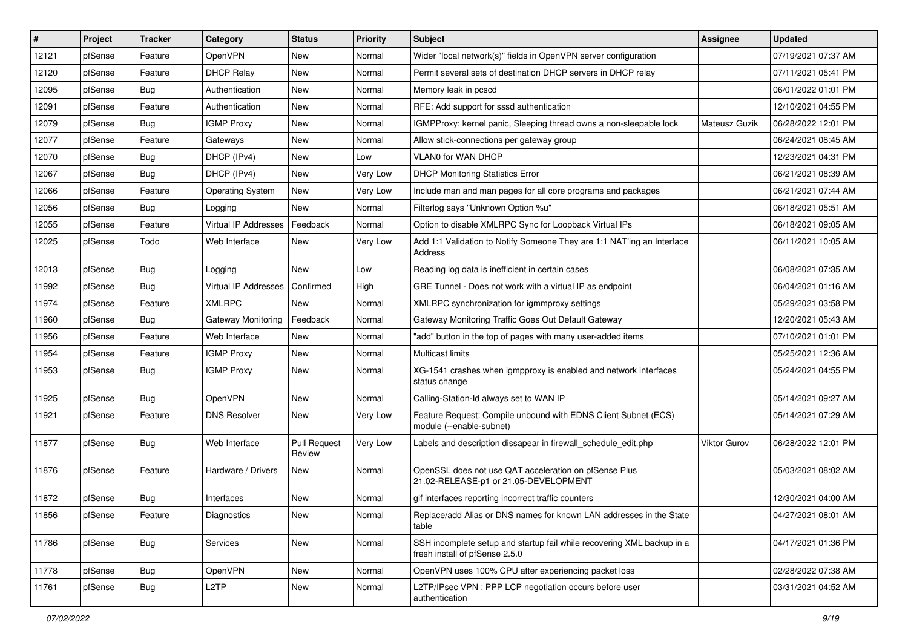| # | Project | Tracker | Category | Status | Priority | Subject | Assignee | Updated |
|---|---|---|---|---|---|---|---|---|
| 12121 | pfSense | Feature | OpenVPN | New | Normal | Wider "local network(s)" fields in OpenVPN server configuration | | 07/19/2021 07:37 AM |
| 12120 | pfSense | Feature | DHCP Relay | New | Normal | Permit several sets of destination DHCP servers in DHCP relay | | 07/11/2021 05:41 PM |
| 12095 | pfSense | Bug | Authentication | New | Normal | Memory leak in pcscd | | 06/01/2022 01:01 PM |
| 12091 | pfSense | Feature | Authentication | New | Normal | RFE: Add support for sssd authentication | | 12/10/2021 04:55 PM |
| 12079 | pfSense | Bug | IGMP Proxy | New | Normal | IGMPProxy: kernel panic, Sleeping thread owns a non-sleepable lock | Mateusz Guzik | 06/28/2022 12:01 PM |
| 12077 | pfSense | Feature | Gateways | New | Normal | Allow stick-connections per gateway group | | 06/24/2021 08:45 AM |
| 12070 | pfSense | Bug | DHCP (IPv4) | New | Low | VLAN0 for WAN DHCP | | 12/23/2021 04:31 PM |
| 12067 | pfSense | Bug | DHCP (IPv4) | New | Very Low | DHCP Monitoring Statistics Error | | 06/21/2021 08:39 AM |
| 12066 | pfSense | Feature | Operating System | New | Very Low | Include man and man pages for all core programs and packages | | 06/21/2021 07:44 AM |
| 12056 | pfSense | Bug | Logging | New | Normal | Filterlog says "Unknown Option %u" | | 06/18/2021 05:51 AM |
| 12055 | pfSense | Feature | Virtual IP Addresses | Feedback | Normal | Option to disable XMLRPC Sync for Loopback Virtual IPs | | 06/18/2021 09:05 AM |
| 12025 | pfSense | Todo | Web Interface | New | Very Low | Add 1:1 Validation to Notify Someone They are 1:1 NAT'ing an Interface Address | | 06/11/2021 10:05 AM |
| 12013 | pfSense | Bug | Logging | New | Low | Reading log data is inefficient in certain cases | | 06/08/2021 07:35 AM |
| 11992 | pfSense | Bug | Virtual IP Addresses | Confirmed | High | GRE Tunnel - Does not work with a virtual IP as endpoint | | 06/04/2021 01:16 AM |
| 11974 | pfSense | Feature | XMLRPC | New | Normal | XMLRPC synchronization for igmmproxy settings | | 05/29/2021 03:58 PM |
| 11960 | pfSense | Bug | Gateway Monitoring | Feedback | Normal | Gateway Monitoring Traffic Goes Out Default Gateway | | 12/20/2021 05:43 AM |
| 11956 | pfSense | Feature | Web Interface | New | Normal | "add" button in the top of pages with many user-added items | | 07/10/2021 01:01 PM |
| 11954 | pfSense | Feature | IGMP Proxy | New | Normal | Multicast limits | | 05/25/2021 12:36 AM |
| 11953 | pfSense | Bug | IGMP Proxy | New | Normal | XG-1541 crashes when igmpproxy is enabled and network interfaces status change | | 05/24/2021 04:55 PM |
| 11925 | pfSense | Bug | OpenVPN | New | Normal | Calling-Station-Id always set to WAN IP | | 05/14/2021 09:27 AM |
| 11921 | pfSense | Feature | DNS Resolver | New | Very Low | Feature Request: Compile unbound with EDNS Client Subnet (ECS) module (--enable-subnet) | | 05/14/2021 07:29 AM |
| 11877 | pfSense | Bug | Web Interface | Pull Request Review | Very Low | Labels and description dissapear in firewall_schedule_edit.php | Viktor Gurov | 06/28/2022 12:01 PM |
| 11876 | pfSense | Feature | Hardware / Drivers | New | Normal | OpenSSL does not use QAT acceleration on pfSense Plus 21.02-RELEASE-p1 or 21.05-DEVELOPMENT | | 05/03/2021 08:02 AM |
| 11872 | pfSense | Bug | Interfaces | New | Normal | gif interfaces reporting incorrect traffic counters | | 12/30/2021 04:00 AM |
| 11856 | pfSense | Feature | Diagnostics | New | Normal | Replace/add Alias or DNS names for known LAN addresses in the State table | | 04/27/2021 08:01 AM |
| 11786 | pfSense | Bug | Services | New | Normal | SSH incomplete setup and startup fail while recovering XML backup in a fresh install of pfSense 2.5.0 | | 04/17/2021 01:36 PM |
| 11778 | pfSense | Bug | OpenVPN | New | Normal | OpenVPN uses 100% CPU after experiencing packet loss | | 02/28/2022 07:38 AM |
| 11761 | pfSense | Bug | L2TP | New | Normal | L2TP/IPsec VPN : PPP LCP negotiation occurs before user authentication | | 03/31/2021 04:52 AM |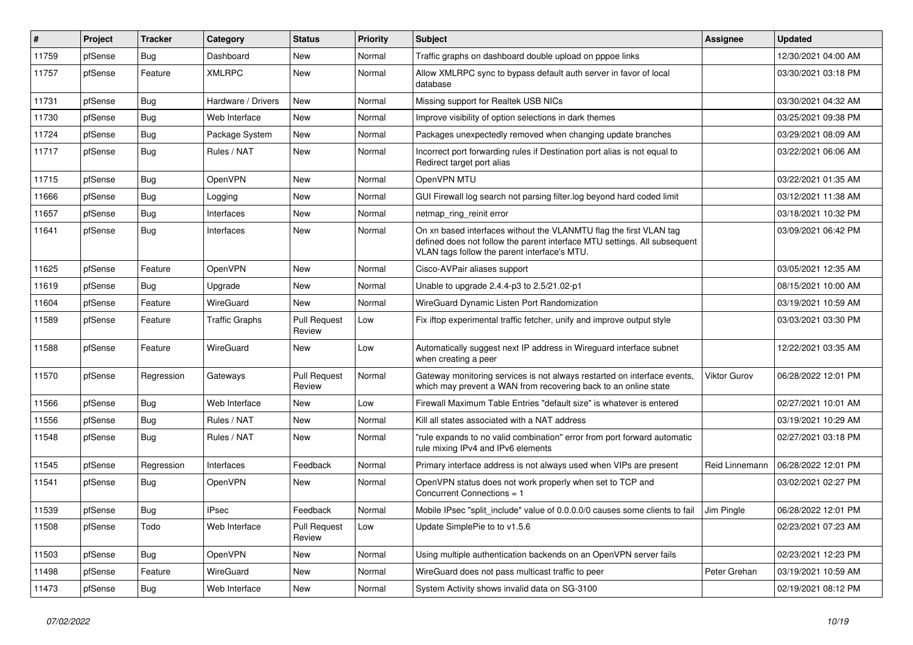| # | Project | Tracker | Category | Status | Priority | Subject | Assignee | Updated |
|---|---|---|---|---|---|---|---|---|
| 11759 | pfSense | Bug | Dashboard | New | Normal | Traffic graphs on dashboard double upload on pppoe links | | 12/30/2021 04:00 AM |
| 11757 | pfSense | Feature | XMLRPC | New | Normal | Allow XMLRPC sync to bypass default auth server in favor of local database | | 03/30/2021 03:18 PM |
| 11731 | pfSense | Bug | Hardware / Drivers | New | Normal | Missing support for Realtek USB NICs | | 03/30/2021 04:32 AM |
| 11730 | pfSense | Bug | Web Interface | New | Normal | Improve visibility of option selections in dark themes | | 03/25/2021 09:38 PM |
| 11724 | pfSense | Bug | Package System | New | Normal | Packages unexpectedly removed when changing update branches | | 03/29/2021 08:09 AM |
| 11717 | pfSense | Bug | Rules / NAT | New | Normal | Incorrect port forwarding rules if Destination port alias is not equal to Redirect target port alias | | 03/22/2021 06:06 AM |
| 11715 | pfSense | Bug | OpenVPN | New | Normal | OpenVPN MTU | | 03/22/2021 01:35 AM |
| 11666 | pfSense | Bug | Logging | New | Normal | GUI Firewall log search not parsing filter.log beyond hard coded limit | | 03/12/2021 11:38 AM |
| 11657 | pfSense | Bug | Interfaces | New | Normal | netmap_ring_reinit error | | 03/18/2021 10:32 PM |
| 11641 | pfSense | Bug | Interfaces | New | Normal | On xn based interfaces without the VLANMTU flag the first VLAN tag defined does not follow the parent interface MTU settings. All subsequent VLAN tags follow the parent interface's MTU. | | 03/09/2021 06:42 PM |
| 11625 | pfSense | Feature | OpenVPN | New | Normal | Cisco-AVPair aliases support | | 03/05/2021 12:35 AM |
| 11619 | pfSense | Bug | Upgrade | New | Normal | Unable to upgrade 2.4.4-p3 to 2.5/21.02-p1 | | 08/15/2021 10:00 AM |
| 11604 | pfSense | Feature | WireGuard | New | Normal | WireGuard Dynamic Listen Port Randomization | | 03/19/2021 10:59 AM |
| 11589 | pfSense | Feature | Traffic Graphs | Pull Request Review | Low | Fix iftop experimental traffic fetcher, unify and improve output style | | 03/03/2021 03:30 PM |
| 11588 | pfSense | Feature | WireGuard | New | Low | Automatically suggest next IP address in Wireguard interface subnet when creating a peer | | 12/22/2021 03:35 AM |
| 11570 | pfSense | Regression | Gateways | Pull Request Review | Normal | Gateway monitoring services is not always restarted on interface events, which may prevent a WAN from recovering back to an online state | Viktor Gurov | 06/28/2022 12:01 PM |
| 11566 | pfSense | Bug | Web Interface | New | Low | Firewall Maximum Table Entries "default size" is whatever is entered | | 02/27/2021 10:01 AM |
| 11556 | pfSense | Bug | Rules / NAT | New | Normal | Kill all states associated with a NAT address | | 03/19/2021 10:29 AM |
| 11548 | pfSense | Bug | Rules / NAT | New | Normal | "rule expands to no valid combination" error from port forward automatic rule mixing IPv4 and IPv6 elements | | 02/27/2021 03:18 PM |
| 11545 | pfSense | Regression | Interfaces | Feedback | Normal | Primary interface address is not always used when VIPs are present | Reid Linnemann | 06/28/2022 12:01 PM |
| 11541 | pfSense | Bug | OpenVPN | New | Normal | OpenVPN status does not work properly when set to TCP and Concurrent Connections = 1 | | 03/02/2021 02:27 PM |
| 11539 | pfSense | Bug | IPsec | Feedback | Normal | Mobile IPsec "split_include" value of 0.0.0.0/0 causes some clients to fail | Jim Pingle | 06/28/2022 12:01 PM |
| 11508 | pfSense | Todo | Web Interface | Pull Request Review | Low | Update SimplePie to to v1.5.6 | | 02/23/2021 07:23 AM |
| 11503 | pfSense | Bug | OpenVPN | New | Normal | Using multiple authentication backends on an OpenVPN server fails | | 02/23/2021 12:23 PM |
| 11498 | pfSense | Feature | WireGuard | New | Normal | WireGuard does not pass multicast traffic to peer | Peter Grehan | 03/19/2021 10:59 AM |
| 11473 | pfSense | Bug | Web Interface | New | Normal | System Activity shows invalid data on SG-3100 | | 02/19/2021 08:12 PM |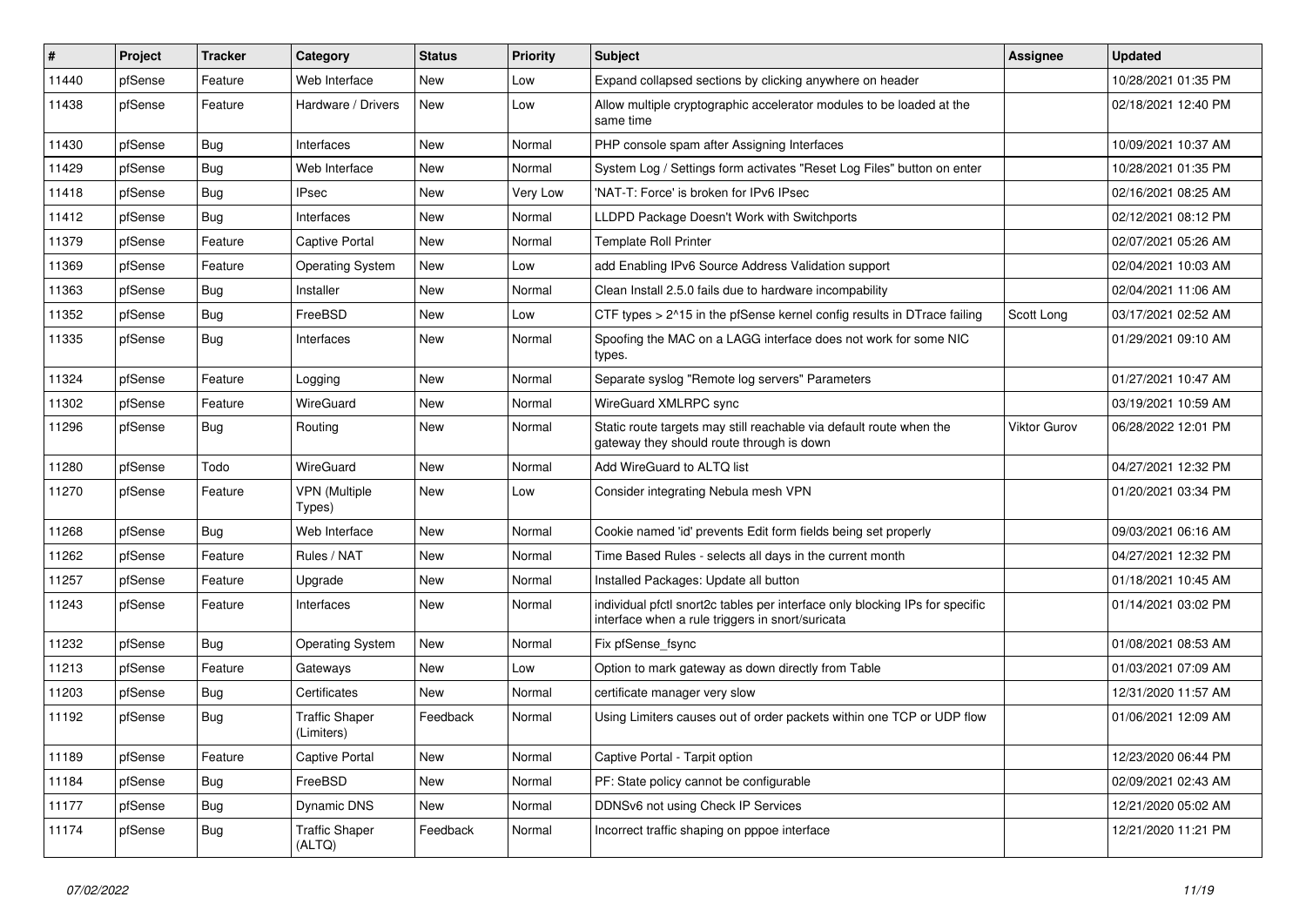| # | Project | Tracker | Category | Status | Priority | Subject | Assignee | Updated |
|---|---|---|---|---|---|---|---|---|
| 11440 | pfSense | Feature | Web Interface | New | Low | Expand collapsed sections by clicking anywhere on header | | 10/28/2021 01:35 PM |
| 11438 | pfSense | Feature | Hardware / Drivers | New | Low | Allow multiple cryptographic accelerator modules to be loaded at the same time | | 02/18/2021 12:40 PM |
| 11430 | pfSense | Bug | Interfaces | New | Normal | PHP console spam after Assigning Interfaces | | 10/09/2021 10:37 AM |
| 11429 | pfSense | Bug | Web Interface | New | Normal | System Log / Settings form activates "Reset Log Files" button on enter | | 10/28/2021 01:35 PM |
| 11418 | pfSense | Bug | IPsec | New | Very Low | 'NAT-T: Force' is broken for IPv6 IPsec | | 02/16/2021 08:25 AM |
| 11412 | pfSense | Bug | Interfaces | New | Normal | LLDPD Package Doesn't Work with Switchports | | 02/12/2021 08:12 PM |
| 11379 | pfSense | Feature | Captive Portal | New | Normal | Template Roll Printer | | 02/07/2021 05:26 AM |
| 11369 | pfSense | Feature | Operating System | New | Low | add Enabling IPv6 Source Address Validation support | | 02/04/2021 10:03 AM |
| 11363 | pfSense | Bug | Installer | New | Normal | Clean Install 2.5.0 fails due to hardware incompability | | 02/04/2021 11:06 AM |
| 11352 | pfSense | Bug | FreeBSD | New | Low | CTF types > 2^15 in the pfSense kernel config results in DTrace failing | Scott Long | 03/17/2021 02:52 AM |
| 11335 | pfSense | Bug | Interfaces | New | Normal | Spoofing the MAC on a LAGG interface does not work for some NIC types. | | 01/29/2021 09:10 AM |
| 11324 | pfSense | Feature | Logging | New | Normal | Separate syslog "Remote log servers" Parameters | | 01/27/2021 10:47 AM |
| 11302 | pfSense | Feature | WireGuard | New | Normal | WireGuard XMLRPC sync | | 03/19/2021 10:59 AM |
| 11296 | pfSense | Bug | Routing | New | Normal | Static route targets may still reachable via default route when the gateway they should route through is down | Viktor Gurov | 06/28/2022 12:01 PM |
| 11280 | pfSense | Todo | WireGuard | New | Normal | Add WireGuard to ALTQ list | | 04/27/2021 12:32 PM |
| 11270 | pfSense | Feature | VPN (Multiple Types) | New | Low | Consider integrating Nebula mesh VPN | | 01/20/2021 03:34 PM |
| 11268 | pfSense | Bug | Web Interface | New | Normal | Cookie named 'id' prevents Edit form fields being set properly | | 09/03/2021 06:16 AM |
| 11262 | pfSense | Feature | Rules / NAT | New | Normal | Time Based Rules - selects all days in the current month | | 04/27/2021 12:32 PM |
| 11257 | pfSense | Feature | Upgrade | New | Normal | Installed Packages: Update all button | | 01/18/2021 10:45 AM |
| 11243 | pfSense | Feature | Interfaces | New | Normal | individual pfctl snort2c tables per interface only blocking IPs for specific interface when a rule triggers in snort/suricata | | 01/14/2021 03:02 PM |
| 11232 | pfSense | Bug | Operating System | New | Normal | Fix pfSense_fsync | | 01/08/2021 08:53 AM |
| 11213 | pfSense | Feature | Gateways | New | Low | Option to mark gateway as down directly from Table | | 01/03/2021 07:09 AM |
| 11203 | pfSense | Bug | Certificates | New | Normal | certificate manager very slow | | 12/31/2020 11:57 AM |
| 11192 | pfSense | Bug | Traffic Shaper (Limiters) | Feedback | Normal | Using Limiters causes out of order packets within one TCP or UDP flow | | 01/06/2021 12:09 AM |
| 11189 | pfSense | Feature | Captive Portal | New | Normal | Captive Portal - Tarpit option | | 12/23/2020 06:44 PM |
| 11184 | pfSense | Bug | FreeBSD | New | Normal | PF: State policy cannot be configurable | | 02/09/2021 02:43 AM |
| 11177 | pfSense | Bug | Dynamic DNS | New | Normal | DDNSv6 not using Check IP Services | | 12/21/2020 05:02 AM |
| 11174 | pfSense | Bug | Traffic Shaper (ALTQ) | Feedback | Normal | Incorrect traffic shaping on pppoe interface | | 12/21/2020 11:21 PM |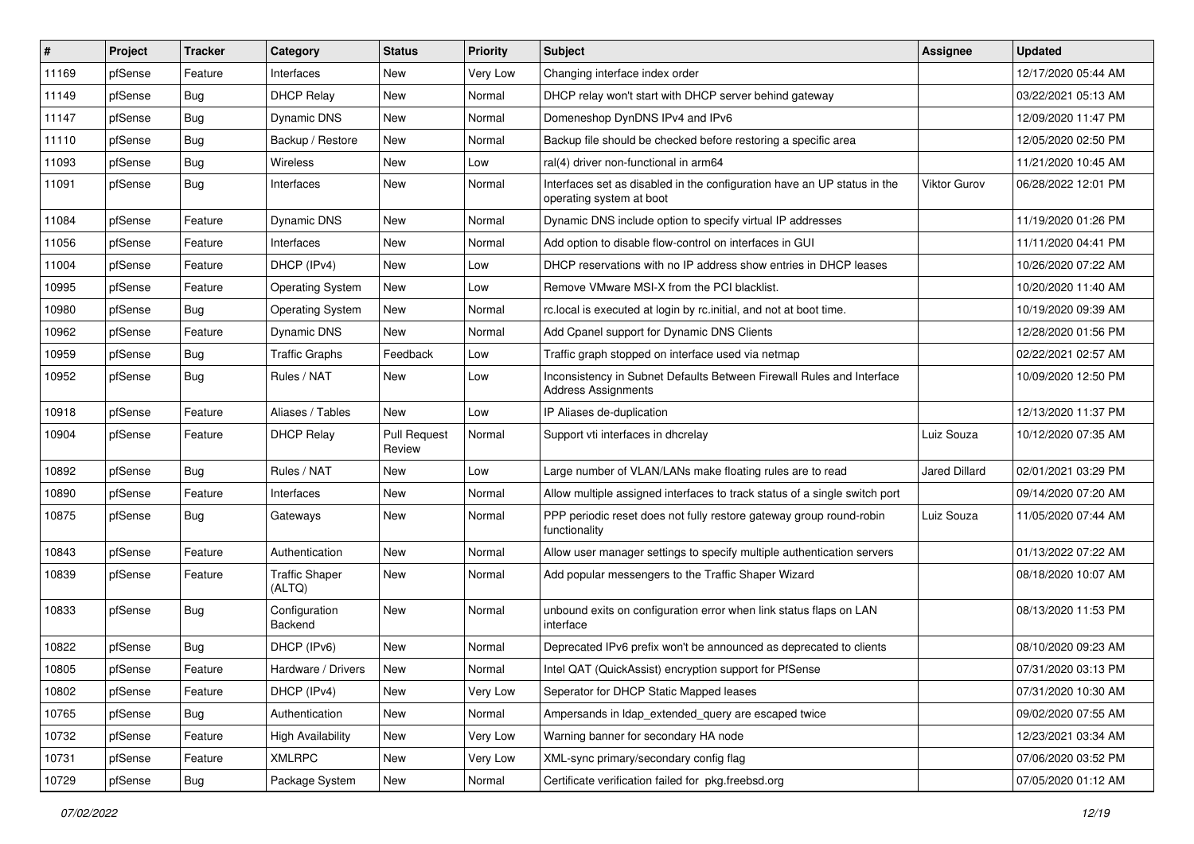| # | Project | Tracker | Category | Status | Priority | Subject | Assignee | Updated |
|---|---|---|---|---|---|---|---|---|
| 11169 | pfSense | Feature | Interfaces | New | Very Low | Changing interface index order | | 12/17/2020 05:44 AM |
| 11149 | pfSense | Bug | DHCP Relay | New | Normal | DHCP relay won't start with DHCP server behind gateway | | 03/22/2021 05:13 AM |
| 11147 | pfSense | Bug | Dynamic DNS | New | Normal | Domeneshop DynDNS IPv4 and IPv6 | | 12/09/2020 11:47 PM |
| 11110 | pfSense | Bug | Backup / Restore | New | Normal | Backup file should be checked before restoring a specific area | | 12/05/2020 02:50 PM |
| 11093 | pfSense | Bug | Wireless | New | Low | ral(4) driver non-functional in arm64 | | 11/21/2020 10:45 AM |
| 11091 | pfSense | Bug | Interfaces | New | Normal | Interfaces set as disabled in the configuration have an UP status in the operating system at boot | Viktor Gurov | 06/28/2022 12:01 PM |
| 11084 | pfSense | Feature | Dynamic DNS | New | Normal | Dynamic DNS include option to specify virtual IP addresses | | 11/19/2020 01:26 PM |
| 11056 | pfSense | Feature | Interfaces | New | Normal | Add option to disable flow-control on interfaces in GUI | | 11/11/2020 04:41 PM |
| 11004 | pfSense | Feature | DHCP (IPv4) | New | Low | DHCP reservations with no IP address show entries in DHCP leases | | 10/26/2020 07:22 AM |
| 10995 | pfSense | Feature | Operating System | New | Low | Remove VMware MSI-X from the PCI blacklist. | | 10/20/2020 11:40 AM |
| 10980 | pfSense | Bug | Operating System | New | Normal | rc.local is executed at login by rc.initial, and not at boot time. | | 10/19/2020 09:39 AM |
| 10962 | pfSense | Feature | Dynamic DNS | New | Normal | Add Cpanel support for Dynamic DNS Clients | | 12/28/2020 01:56 PM |
| 10959 | pfSense | Bug | Traffic Graphs | Feedback | Low | Traffic graph stopped on interface used via netmap | | 02/22/2021 02:57 AM |
| 10952 | pfSense | Bug | Rules / NAT | New | Low | Inconsistency in Subnet Defaults Between Firewall Rules and Interface Address Assignments | | 10/09/2020 12:50 PM |
| 10918 | pfSense | Feature | Aliases / Tables | New | Low | IP Aliases de-duplication | | 12/13/2020 11:37 PM |
| 10904 | pfSense | Feature | DHCP Relay | Pull Request Review | Normal | Support vti interfaces in dhcrelay | Luiz Souza | 10/12/2020 07:35 AM |
| 10892 | pfSense | Bug | Rules / NAT | New | Low | Large number of VLAN/LANs make floating rules are to read | Jared Dillard | 02/01/2021 03:29 PM |
| 10890 | pfSense | Feature | Interfaces | New | Normal | Allow multiple assigned interfaces to track status of a single switch port | | 09/14/2020 07:20 AM |
| 10875 | pfSense | Bug | Gateways | New | Normal | PPP periodic reset does not fully restore gateway group round-robin functionality | Luiz Souza | 11/05/2020 07:44 AM |
| 10843 | pfSense | Feature | Authentication | New | Normal | Allow user manager settings to specify multiple authentication servers | | 01/13/2022 07:22 AM |
| 10839 | pfSense | Feature | Traffic Shaper (ALTQ) | New | Normal | Add popular messengers to the Traffic Shaper Wizard | | 08/18/2020 10:07 AM |
| 10833 | pfSense | Bug | Configuration Backend | New | Normal | unbound exits on configuration error when link status flaps on LAN interface | | 08/13/2020 11:53 PM |
| 10822 | pfSense | Bug | DHCP (IPv6) | New | Normal | Deprecated IPv6 prefix won't be announced as deprecated to clients | | 08/10/2020 09:23 AM |
| 10805 | pfSense | Feature | Hardware / Drivers | New | Normal | Intel QAT (QuickAssist) encryption support for PfSense | | 07/31/2020 03:13 PM |
| 10802 | pfSense | Feature | DHCP (IPv4) | New | Very Low | Seperator for DHCP Static Mapped leases | | 07/31/2020 10:30 AM |
| 10765 | pfSense | Bug | Authentication | New | Normal | Ampersands in ldap_extended_query are escaped twice | | 09/02/2020 07:55 AM |
| 10732 | pfSense | Feature | High Availability | New | Very Low | Warning banner for secondary HA node | | 12/23/2021 03:34 AM |
| 10731 | pfSense | Feature | XMLRPC | New | Very Low | XML-sync primary/secondary config flag | | 07/06/2020 03:52 PM |
| 10729 | pfSense | Bug | Package System | New | Normal | Certificate verification failed for pkg.freebsd.org | | 07/05/2020 01:12 AM |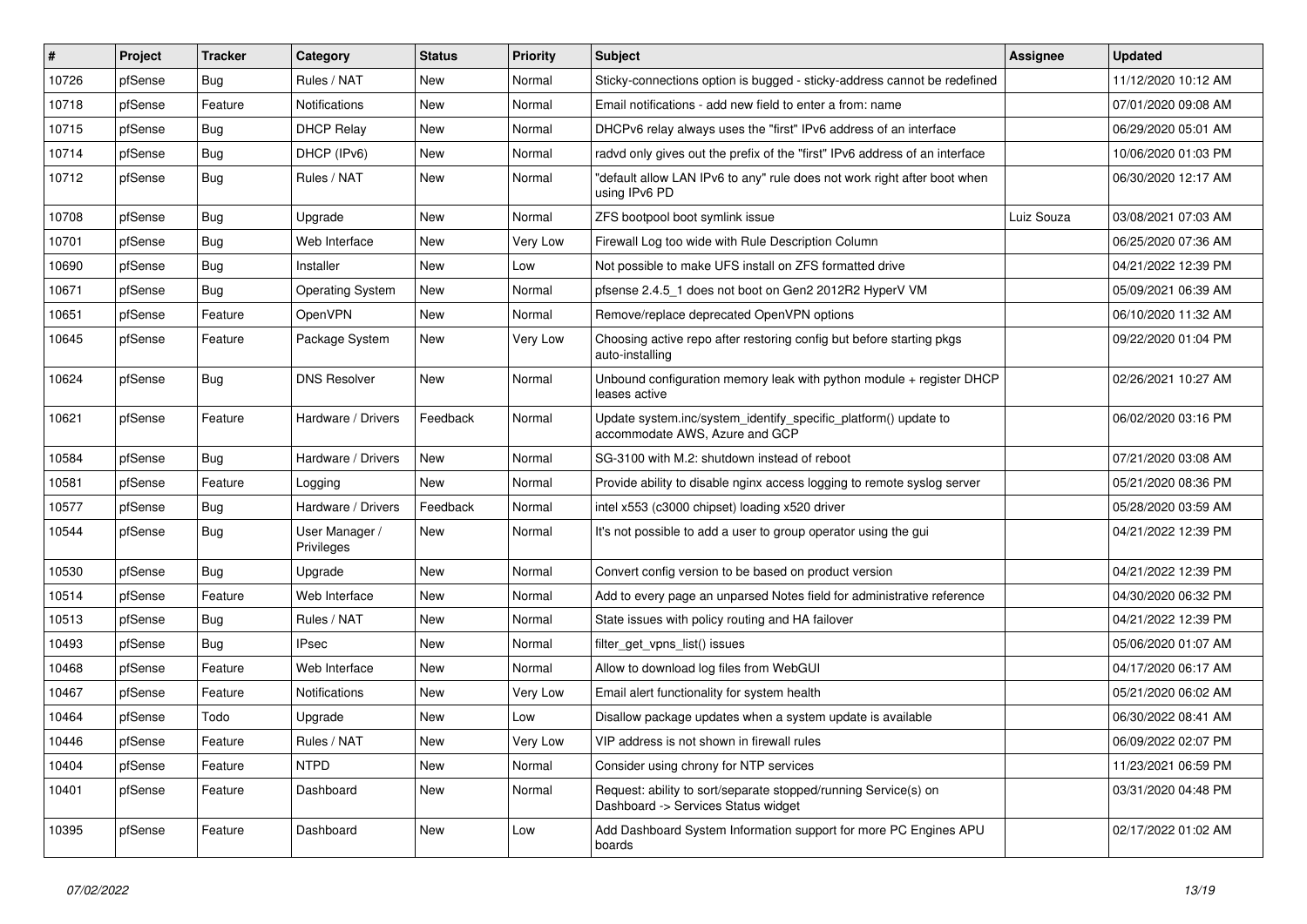| # | Project | Tracker | Category | Status | Priority | Subject | Assignee | Updated |
|---|---|---|---|---|---|---|---|---|
| 10726 | pfSense | Bug | Rules / NAT | New | Normal | Sticky-connections option is bugged - sticky-address cannot be redefined | | 11/12/2020 10:12 AM |
| 10718 | pfSense | Feature | Notifications | New | Normal | Email notifications - add new field to enter a from: name | | 07/01/2020 09:08 AM |
| 10715 | pfSense | Bug | DHCP Relay | New | Normal | DHCPv6 relay always uses the "first" IPv6 address of an interface | | 06/29/2020 05:01 AM |
| 10714 | pfSense | Bug | DHCP (IPv6) | New | Normal | radvd only gives out the prefix of the "first" IPv6 address of an interface | | 10/06/2020 01:03 PM |
| 10712 | pfSense | Bug | Rules / NAT | New | Normal | "default allow LAN IPv6 to any" rule does not work right after boot when using IPv6 PD | | 06/30/2020 12:17 AM |
| 10708 | pfSense | Bug | Upgrade | New | Normal | ZFS bootpool boot symlink issue | Luiz Souza | 03/08/2021 07:03 AM |
| 10701 | pfSense | Bug | Web Interface | New | Very Low | Firewall Log too wide with Rule Description Column | | 06/25/2020 07:36 AM |
| 10690 | pfSense | Bug | Installer | New | Low | Not possible to make UFS install on ZFS formatted drive | | 04/21/2022 12:39 PM |
| 10671 | pfSense | Bug | Operating System | New | Normal | pfsense 2.4.5_1 does not boot on Gen2 2012R2 HyperV VM | | 05/09/2021 06:39 AM |
| 10651 | pfSense | Feature | OpenVPN | New | Normal | Remove/replace deprecated OpenVPN options | | 06/10/2020 11:32 AM |
| 10645 | pfSense | Feature | Package System | New | Very Low | Choosing active repo after restoring config but before starting pkgs auto-installing | | 09/22/2020 01:04 PM |
| 10624 | pfSense | Bug | DNS Resolver | New | Normal | Unbound configuration memory leak with python module + register DHCP leases active | | 02/26/2021 10:27 AM |
| 10621 | pfSense | Feature | Hardware / Drivers | Feedback | Normal | Update system.inc/system_identify_specific_platform() update to accommodate AWS, Azure and GCP | | 06/02/2020 03:16 PM |
| 10584 | pfSense | Bug | Hardware / Drivers | New | Normal | SG-3100 with M.2: shutdown instead of reboot | | 07/21/2020 03:08 AM |
| 10581 | pfSense | Feature | Logging | New | Normal | Provide ability to disable nginx access logging to remote syslog server | | 05/21/2020 08:36 PM |
| 10577 | pfSense | Bug | Hardware / Drivers | Feedback | Normal | intel x553 (c3000 chipset) loading x520 driver | | 05/28/2020 03:59 AM |
| 10544 | pfSense | Bug | User Manager / Privileges | New | Normal | It's not possible to add a user to group operator using the gui | | 04/21/2022 12:39 PM |
| 10530 | pfSense | Bug | Upgrade | New | Normal | Convert config version to be based on product version | | 04/21/2022 12:39 PM |
| 10514 | pfSense | Feature | Web Interface | New | Normal | Add to every page an unparsed Notes field for administrative reference | | 04/30/2020 06:32 PM |
| 10513 | pfSense | Bug | Rules / NAT | New | Normal | State issues with policy routing and HA failover | | 04/21/2022 12:39 PM |
| 10493 | pfSense | Bug | IPsec | New | Normal | filter_get_vpns_list() issues | | 05/06/2020 01:07 AM |
| 10468 | pfSense | Feature | Web Interface | New | Normal | Allow to download log files from WebGUI | | 04/17/2020 06:17 AM |
| 10467 | pfSense | Feature | Notifications | New | Very Low | Email alert functionality for system health | | 05/21/2020 06:02 AM |
| 10464 | pfSense | Todo | Upgrade | New | Low | Disallow package updates when a system update is available | | 06/30/2022 08:41 AM |
| 10446 | pfSense | Feature | Rules / NAT | New | Very Low | VIP address is not shown in firewall rules | | 06/09/2022 02:07 PM |
| 10404 | pfSense | Feature | NTPD | New | Normal | Consider using chrony for NTP services | | 11/23/2021 06:59 PM |
| 10401 | pfSense | Feature | Dashboard | New | Normal | Request: ability to sort/separate stopped/running Service(s) on Dashboard -> Services Status widget | | 03/31/2020 04:48 PM |
| 10395 | pfSense | Feature | Dashboard | New | Low | Add Dashboard System Information support for more PC Engines APU boards | | 02/17/2022 01:02 AM |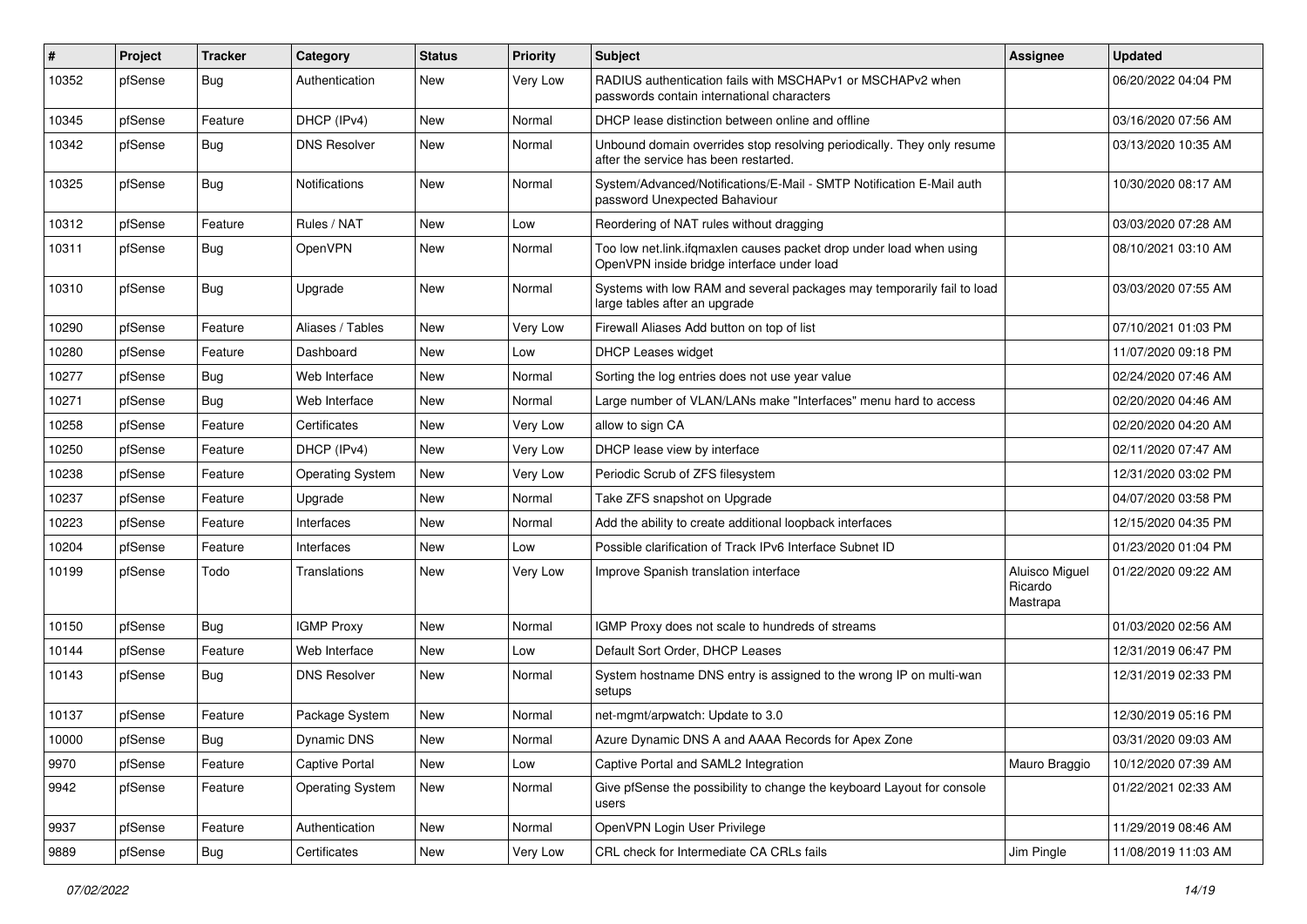| # | Project | Tracker | Category | Status | Priority | Subject | Assignee | Updated |
|---|---|---|---|---|---|---|---|---|
| 10352 | pfSense | Bug | Authentication | New | Very Low | RADIUS authentication fails with MSCHAPv1 or MSCHAPv2 when passwords contain international characters | | 06/20/2022 04:04 PM |
| 10345 | pfSense | Feature | DHCP (IPv4) | New | Normal | DHCP lease distinction between online and offline | | 03/16/2020 07:56 AM |
| 10342 | pfSense | Bug | DNS Resolver | New | Normal | Unbound domain overrides stop resolving periodically. They only resume after the service has been restarted. | | 03/13/2020 10:35 AM |
| 10325 | pfSense | Bug | Notifications | New | Normal | System/Advanced/Notifications/E-Mail - SMTP Notification E-Mail auth password Unexpected Bahaviour | | 10/30/2020 08:17 AM |
| 10312 | pfSense | Feature | Rules / NAT | New | Low | Reordering of NAT rules without dragging | | 03/03/2020 07:28 AM |
| 10311 | pfSense | Bug | OpenVPN | New | Normal | Too low net.link.ifqmaxlen causes packet drop under load when using OpenVPN inside bridge interface under load | | 08/10/2021 03:10 AM |
| 10310 | pfSense | Bug | Upgrade | New | Normal | Systems with low RAM and several packages may temporarily fail to load large tables after an upgrade | | 03/03/2020 07:55 AM |
| 10290 | pfSense | Feature | Aliases / Tables | New | Very Low | Firewall Aliases Add button on top of list | | 07/10/2021 01:03 PM |
| 10280 | pfSense | Feature | Dashboard | New | Low | DHCP Leases widget | | 11/07/2020 09:18 PM |
| 10277 | pfSense | Bug | Web Interface | New | Normal | Sorting the log entries does not use year value | | 02/24/2020 07:46 AM |
| 10271 | pfSense | Bug | Web Interface | New | Normal | Large number of VLAN/LANs make "Interfaces" menu hard to access | | 02/20/2020 04:46 AM |
| 10258 | pfSense | Feature | Certificates | New | Very Low | allow to sign CA | | 02/20/2020 04:20 AM |
| 10250 | pfSense | Feature | DHCP (IPv4) | New | Very Low | DHCP lease view by interface | | 02/11/2020 07:47 AM |
| 10238 | pfSense | Feature | Operating System | New | Very Low | Periodic Scrub of ZFS filesystem | | 12/31/2020 03:02 PM |
| 10237 | pfSense | Feature | Upgrade | New | Normal | Take ZFS snapshot on Upgrade | | 04/07/2020 03:58 PM |
| 10223 | pfSense | Feature | Interfaces | New | Normal | Add the ability to create additional loopback interfaces | | 12/15/2020 04:35 PM |
| 10204 | pfSense | Feature | Interfaces | New | Low | Possible clarification of Track IPv6 Interface Subnet ID | | 01/23/2020 01:04 PM |
| 10199 | pfSense | Todo | Translations | New | Very Low | Improve Spanish translation interface | Aluisco Miguel Ricardo Mastrapa | 01/22/2020 09:22 AM |
| 10150 | pfSense | Bug | IGMP Proxy | New | Normal | IGMP Proxy does not scale to hundreds of streams | | 01/03/2020 02:56 AM |
| 10144 | pfSense | Feature | Web Interface | New | Low | Default Sort Order, DHCP Leases | | 12/31/2019 06:47 PM |
| 10143 | pfSense | Bug | DNS Resolver | New | Normal | System hostname DNS entry is assigned to the wrong IP on multi-wan setups | | 12/31/2019 02:33 PM |
| 10137 | pfSense | Feature | Package System | New | Normal | net-mgmt/arpwatch: Update to 3.0 | | 12/30/2019 05:16 PM |
| 10000 | pfSense | Bug | Dynamic DNS | New | Normal | Azure Dynamic DNS A and AAAA Records for Apex Zone | | 03/31/2020 09:03 AM |
| 9970 | pfSense | Feature | Captive Portal | New | Low | Captive Portal and SAML2 Integration | Mauro Braggio | 10/12/2020 07:39 AM |
| 9942 | pfSense | Feature | Operating System | New | Normal | Give pfSense the possibility to change the keyboard Layout for console users | | 01/22/2021 02:33 AM |
| 9937 | pfSense | Feature | Authentication | New | Normal | OpenVPN Login User Privilege | | 11/29/2019 08:46 AM |
| 9889 | pfSense | Bug | Certificates | New | Very Low | CRL check for Intermediate CA CRLs fails | Jim Pingle | 11/08/2019 11:03 AM |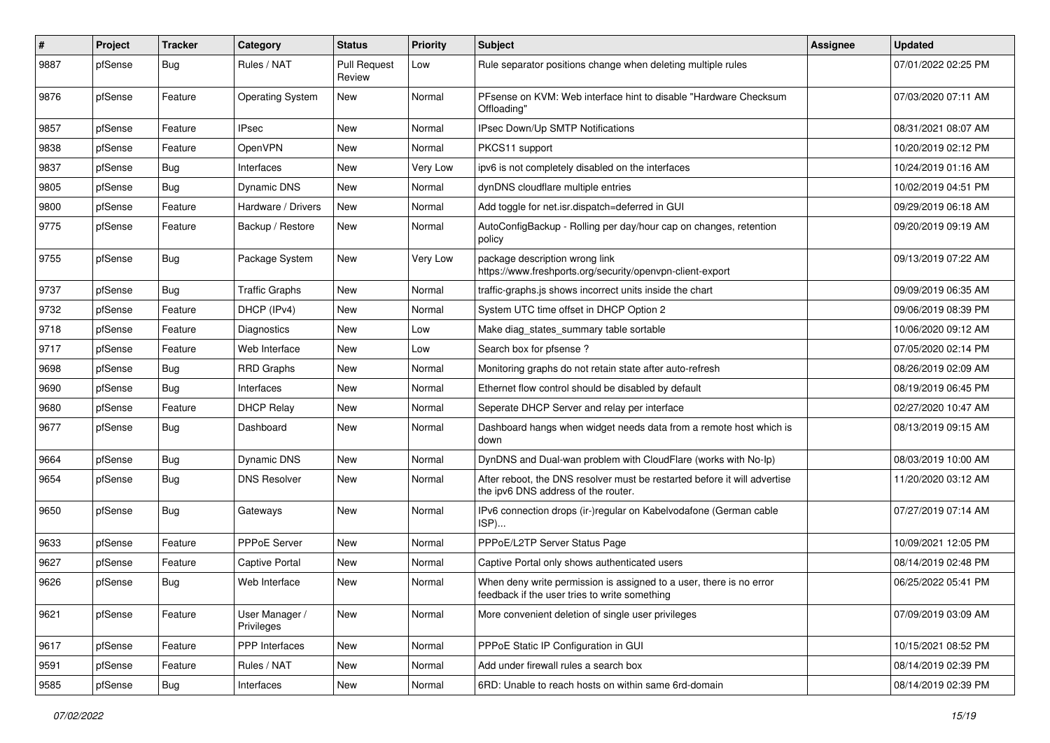| # | Project | Tracker | Category | Status | Priority | Subject | Assignee | Updated |
|---|---|---|---|---|---|---|---|---|
| 9887 | pfSense | Bug | Rules / NAT | Pull Request Review | Low | Rule separator positions change when deleting multiple rules | | 07/01/2022 02:25 PM |
| 9876 | pfSense | Feature | Operating System | New | Normal | PFsense on KVM: Web interface hint to disable "Hardware Checksum Offloading" | | 07/03/2020 07:11 AM |
| 9857 | pfSense | Feature | IPsec | New | Normal | IPsec Down/Up SMTP Notifications | | 08/31/2021 08:07 AM |
| 9838 | pfSense | Feature | OpenVPN | New | Normal | PKCS11 support | | 10/20/2019 02:12 PM |
| 9837 | pfSense | Bug | Interfaces | New | Very Low | ipv6 is not completely disabled on the interfaces | | 10/24/2019 01:16 AM |
| 9805 | pfSense | Bug | Dynamic DNS | New | Normal | dynDNS cloudflare multiple entries | | 10/02/2019 04:51 PM |
| 9800 | pfSense | Feature | Hardware / Drivers | New | Normal | Add toggle for net.isr.dispatch=deferred in GUI | | 09/29/2019 06:18 AM |
| 9775 | pfSense | Feature | Backup / Restore | New | Normal | AutoConfigBackup - Rolling per day/hour cap on changes, retention policy | | 09/20/2019 09:19 AM |
| 9755 | pfSense | Bug | Package System | New | Very Low | package description wrong link https://www.freshports.org/security/openvpn-client-export | | 09/13/2019 07:22 AM |
| 9737 | pfSense | Bug | Traffic Graphs | New | Normal | traffic-graphs.js shows incorrect units inside the chart | | 09/09/2019 06:35 AM |
| 9732 | pfSense | Feature | DHCP (IPv4) | New | Normal | System UTC time offset in DHCP Option 2 | | 09/06/2019 08:39 PM |
| 9718 | pfSense | Feature | Diagnostics | New | Low | Make diag_states_summary table sortable | | 10/06/2020 09:12 AM |
| 9717 | pfSense | Feature | Web Interface | New | Low | Search box for pfsense ? | | 07/05/2020 02:14 PM |
| 9698 | pfSense | Bug | RRD Graphs | New | Normal | Monitoring graphs do not retain state after auto-refresh | | 08/26/2019 02:09 AM |
| 9690 | pfSense | Bug | Interfaces | New | Normal | Ethernet flow control should be disabled by default | | 08/19/2019 06:45 PM |
| 9680 | pfSense | Feature | DHCP Relay | New | Normal | Seperate DHCP Server and relay per interface | | 02/27/2020 10:47 AM |
| 9677 | pfSense | Bug | Dashboard | New | Normal | Dashboard hangs when widget needs data from a remote host which is down | | 08/13/2019 09:15 AM |
| 9664 | pfSense | Bug | Dynamic DNS | New | Normal | DynDNS and Dual-wan problem with CloudFlare (works with No-Ip) | | 08/03/2019 10:00 AM |
| 9654 | pfSense | Bug | DNS Resolver | New | Normal | After reboot, the DNS resolver must be restarted before it will advertise the ipv6 DNS address of the router. | | 11/20/2020 03:12 AM |
| 9650 | pfSense | Bug | Gateways | New | Normal | IPv6 connection drops (ir-)regular on Kabelvodafone (German cable ISP)... | | 07/27/2019 07:14 AM |
| 9633 | pfSense | Feature | PPPoE Server | New | Normal | PPPoE/L2TP Server Status Page | | 10/09/2021 12:05 PM |
| 9627 | pfSense | Feature | Captive Portal | New | Normal | Captive Portal only shows authenticated users | | 08/14/2019 02:48 PM |
| 9626 | pfSense | Bug | Web Interface | New | Normal | When deny write permission is assigned to a user, there is no error feedback if the user tries to write something | | 06/25/2022 05:41 PM |
| 9621 | pfSense | Feature | User Manager / Privileges | New | Normal | More convenient deletion of single user privileges | | 07/09/2019 03:09 AM |
| 9617 | pfSense | Feature | PPP Interfaces | New | Normal | PPPoE Static IP Configuration in GUI | | 10/15/2021 08:52 PM |
| 9591 | pfSense | Feature | Rules / NAT | New | Normal | Add under firewall rules a search box | | 08/14/2019 02:39 PM |
| 9585 | pfSense | Bug | Interfaces | New | Normal | 6RD: Unable to reach hosts on within same 6rd-domain | | 08/14/2019 02:39 PM |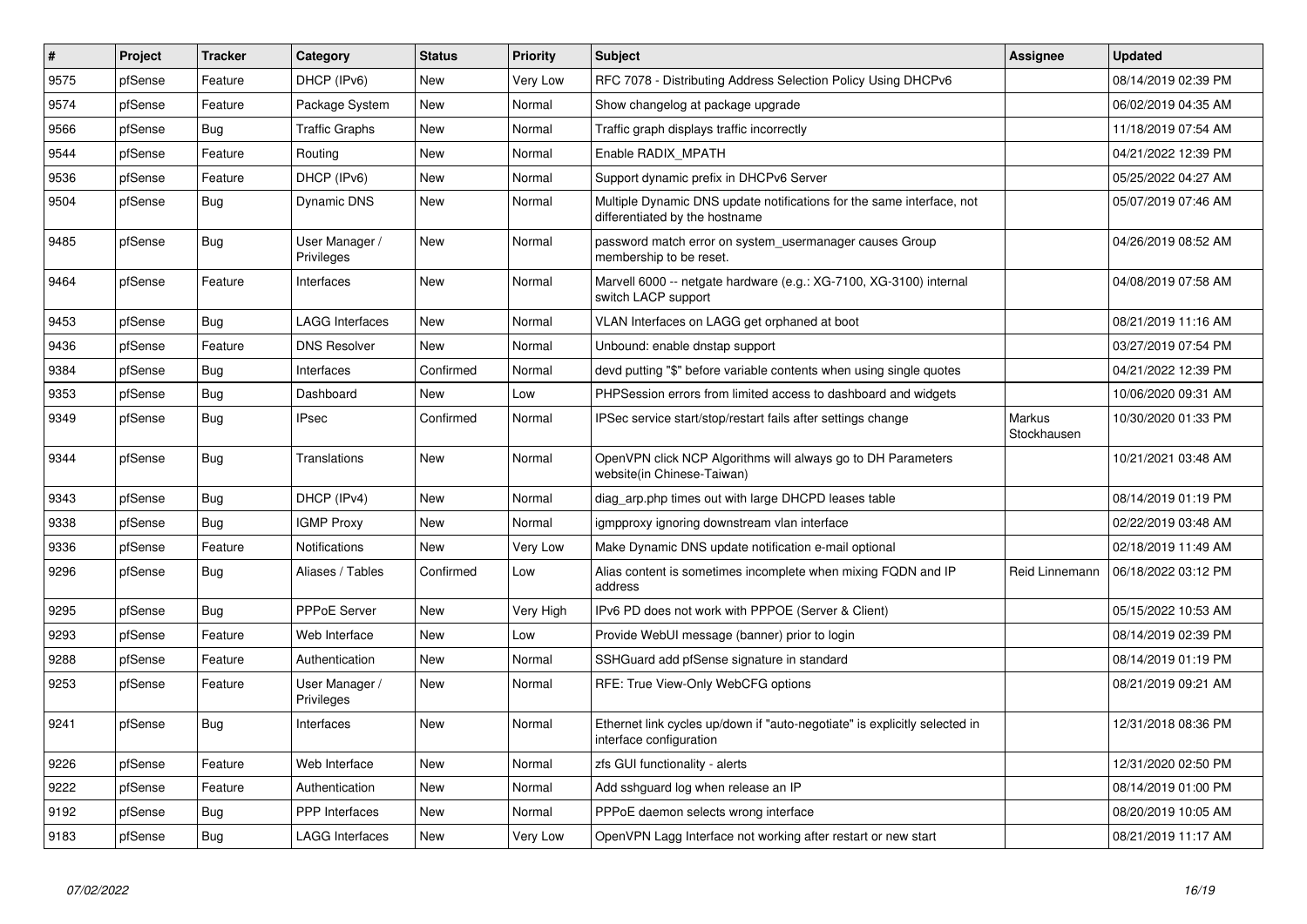| # | Project | Tracker | Category | Status | Priority | Subject | Assignee | Updated |
|---|---|---|---|---|---|---|---|---|
| 9575 | pfSense | Feature | DHCP (IPv6) | New | Very Low | RFC 7078 - Distributing Address Selection Policy Using DHCPv6 | | 08/14/2019 02:39 PM |
| 9574 | pfSense | Feature | Package System | New | Normal | Show changelog at package upgrade | | 06/02/2019 04:35 AM |
| 9566 | pfSense | Bug | Traffic Graphs | New | Normal | Traffic graph displays traffic incorrectly | | 11/18/2019 07:54 AM |
| 9544 | pfSense | Feature | Routing | New | Normal | Enable RADIX_MPATH | | 04/21/2022 12:39 PM |
| 9536 | pfSense | Feature | DHCP (IPv6) | New | Normal | Support dynamic prefix in DHCPv6 Server | | 05/25/2022 04:27 AM |
| 9504 | pfSense | Bug | Dynamic DNS | New | Normal | Multiple Dynamic DNS update notifications for the same interface, not differentiated by the hostname | | 05/07/2019 07:46 AM |
| 9485 | pfSense | Bug | User Manager / Privileges | New | Normal | password match error on system_usermanager causes Group membership to be reset. | | 04/26/2019 08:52 AM |
| 9464 | pfSense | Feature | Interfaces | New | Normal | Marvell 6000 -- netgate hardware (e.g.: XG-7100, XG-3100) internal switch LACP support | | 04/08/2019 07:58 AM |
| 9453 | pfSense | Bug | LAGG Interfaces | New | Normal | VLAN Interfaces on LAGG get orphaned at boot | | 08/21/2019 11:16 AM |
| 9436 | pfSense | Feature | DNS Resolver | New | Normal | Unbound: enable dnstap support | | 03/27/2019 07:54 PM |
| 9384 | pfSense | Bug | Interfaces | Confirmed | Normal | devd putting "$" before variable contents when using single quotes | | 04/21/2022 12:39 PM |
| 9353 | pfSense | Bug | Dashboard | New | Low | PHPSession errors from limited access to dashboard and widgets | | 10/06/2020 09:31 AM |
| 9349 | pfSense | Bug | IPsec | Confirmed | Normal | IPSec service start/stop/restart fails after settings change | Markus Stockhausen | 10/30/2020 01:33 PM |
| 9344 | pfSense | Bug | Translations | New | Normal | OpenVPN click NCP Algorithms will always go to DH Parameters website(in Chinese-Taiwan) | | 10/21/2021 03:48 AM |
| 9343 | pfSense | Bug | DHCP (IPv4) | New | Normal | diag_arp.php times out with large DHCPD leases table | | 08/14/2019 01:19 PM |
| 9338 | pfSense | Bug | IGMP Proxy | New | Normal | igmpproxy ignoring downstream vlan interface | | 02/22/2019 03:48 AM |
| 9336 | pfSense | Feature | Notifications | New | Very Low | Make Dynamic DNS update notification e-mail optional | | 02/18/2019 11:49 AM |
| 9296 | pfSense | Bug | Aliases / Tables | Confirmed | Low | Alias content is sometimes incomplete when mixing FQDN and IP address | Reid Linnemann | 06/18/2022 03:12 PM |
| 9295 | pfSense | Bug | PPPoE Server | New | Very High | IPv6 PD does not work with PPPOE (Server & Client) | | 05/15/2022 10:53 AM |
| 9293 | pfSense | Feature | Web Interface | New | Low | Provide WebUI message (banner) prior to login | | 08/14/2019 02:39 PM |
| 9288 | pfSense | Feature | Authentication | New | Normal | SSHGuard add pfSense signature in standard | | 08/14/2019 01:19 PM |
| 9253 | pfSense | Feature | User Manager / Privileges | New | Normal | RFE: True View-Only WebCFG options | | 08/21/2019 09:21 AM |
| 9241 | pfSense | Bug | Interfaces | New | Normal | Ethernet link cycles up/down if "auto-negotiate" is explicitly selected in interface configuration | | 12/31/2018 08:36 PM |
| 9226 | pfSense | Feature | Web Interface | New | Normal | zfs GUI functionality - alerts | | 12/31/2020 02:50 PM |
| 9222 | pfSense | Feature | Authentication | New | Normal | Add sshguard log when release an IP | | 08/14/2019 01:00 PM |
| 9192 | pfSense | Bug | PPP Interfaces | New | Normal | PPPoE daemon selects wrong interface | | 08/20/2019 10:05 AM |
| 9183 | pfSense | Bug | LAGG Interfaces | New | Very Low | OpenVPN Lagg Interface not working after restart or new start | | 08/21/2019 11:17 AM |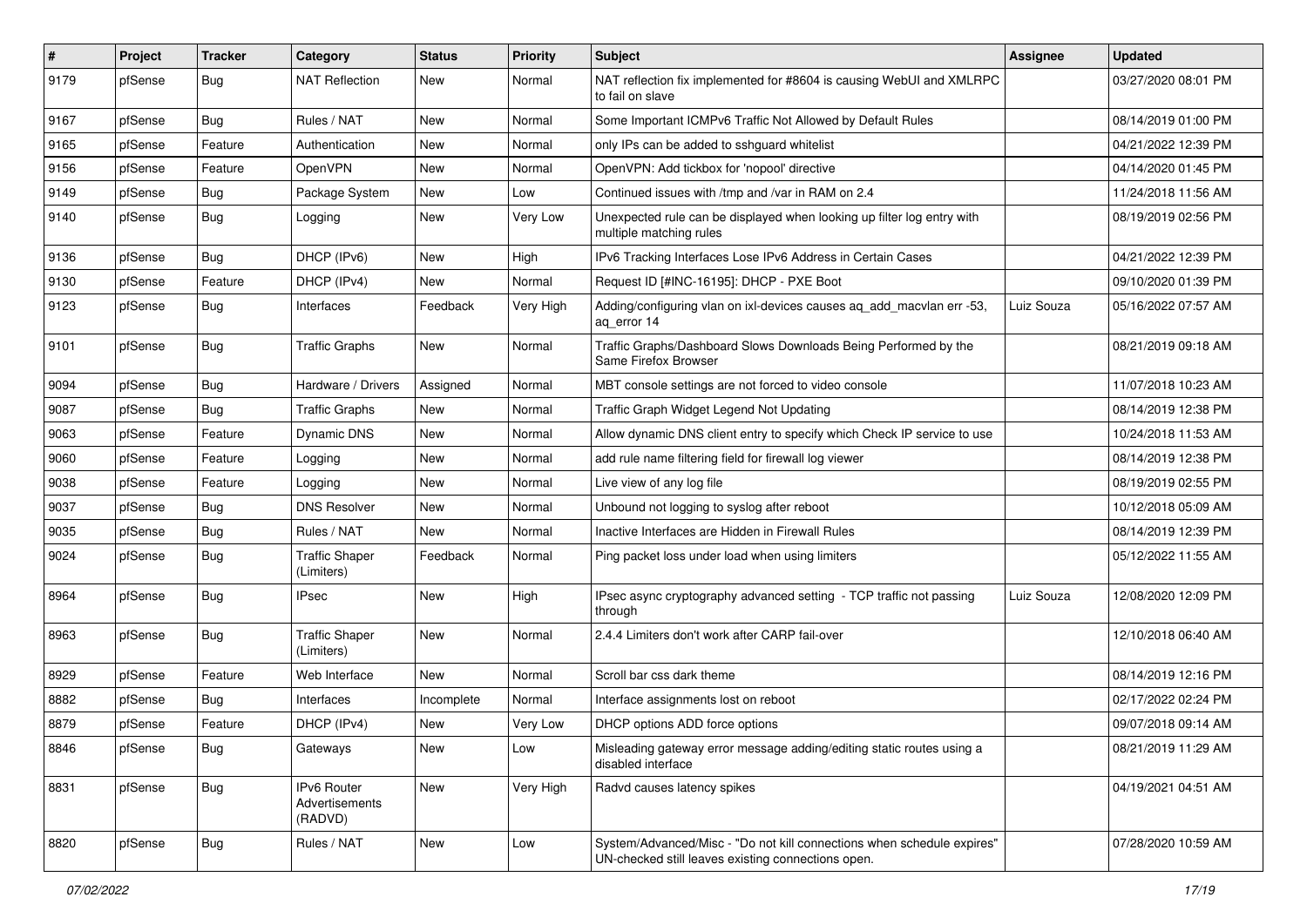| # | Project | Tracker | Category | Status | Priority | Subject | Assignee | Updated |
|---|---|---|---|---|---|---|---|---|
| 9179 | pfSense | Bug | NAT Reflection | New | Normal | NAT reflection fix implemented for #8604 is causing WebUI and XMLRPC to fail on slave | | 03/27/2020 08:01 PM |
| 9167 | pfSense | Bug | Rules / NAT | New | Normal | Some Important ICMPv6 Traffic Not Allowed by Default Rules | | 08/14/2019 01:00 PM |
| 9165 | pfSense | Feature | Authentication | New | Normal | only IPs can be added to sshguard whitelist | | 04/21/2022 12:39 PM |
| 9156 | pfSense | Feature | OpenVPN | New | Normal | OpenVPN: Add tickbox for 'nopool' directive | | 04/14/2020 01:45 PM |
| 9149 | pfSense | Bug | Package System | New | Low | Continued issues with /tmp and /var in RAM on 2.4 | | 11/24/2018 11:56 AM |
| 9140 | pfSense | Bug | Logging | New | Very Low | Unexpected rule can be displayed when looking up filter log entry with multiple matching rules | | 08/19/2019 02:56 PM |
| 9136 | pfSense | Bug | DHCP (IPv6) | New | High | IPv6 Tracking Interfaces Lose IPv6 Address in Certain Cases | | 04/21/2022 12:39 PM |
| 9130 | pfSense | Feature | DHCP (IPv4) | New | Normal | Request ID [#INC-16195]: DHCP - PXE Boot | | 09/10/2020 01:39 PM |
| 9123 | pfSense | Bug | Interfaces | Feedback | Very High | Adding/configuring vlan on ixl-devices causes aq_add_macvlan err -53, aq_error 14 | Luiz Souza | 05/16/2022 07:57 AM |
| 9101 | pfSense | Bug | Traffic Graphs | New | Normal | Traffic Graphs/Dashboard Slows Downloads Being Performed by the Same Firefox Browser | | 08/21/2019 09:18 AM |
| 9094 | pfSense | Bug | Hardware / Drivers | Assigned | Normal | MBT console settings are not forced to video console | | 11/07/2018 10:23 AM |
| 9087 | pfSense | Bug | Traffic Graphs | New | Normal | Traffic Graph Widget Legend Not Updating | | 08/14/2019 12:38 PM |
| 9063 | pfSense | Feature | Dynamic DNS | New | Normal | Allow dynamic DNS client entry to specify which Check IP service to use | | 10/24/2018 11:53 AM |
| 9060 | pfSense | Feature | Logging | New | Normal | add rule name filtering field for firewall log viewer | | 08/14/2019 12:38 PM |
| 9038 | pfSense | Feature | Logging | New | Normal | Live view of any log file | | 08/19/2019 02:55 PM |
| 9037 | pfSense | Bug | DNS Resolver | New | Normal | Unbound not logging to syslog after reboot | | 10/12/2018 05:09 AM |
| 9035 | pfSense | Bug | Rules / NAT | New | Normal | Inactive Interfaces are Hidden in Firewall Rules | | 08/14/2019 12:39 PM |
| 9024 | pfSense | Bug | Traffic Shaper (Limiters) | Feedback | Normal | Ping packet loss under load when using limiters | | 05/12/2022 11:55 AM |
| 8964 | pfSense | Bug | IPsec | New | High | IPsec async cryptography advanced setting - TCP traffic not passing through | Luiz Souza | 12/08/2020 12:09 PM |
| 8963 | pfSense | Bug | Traffic Shaper (Limiters) | New | Normal | 2.4.4 Limiters don't work after CARP fail-over | | 12/10/2018 06:40 AM |
| 8929 | pfSense | Feature | Web Interface | New | Normal | Scroll bar css dark theme | | 08/14/2019 12:16 PM |
| 8882 | pfSense | Bug | Interfaces | Incomplete | Normal | Interface assignments lost on reboot | | 02/17/2022 02:24 PM |
| 8879 | pfSense | Feature | DHCP (IPv4) | New | Very Low | DHCP options ADD force options | | 09/07/2018 09:14 AM |
| 8846 | pfSense | Bug | Gateways | New | Low | Misleading gateway error message adding/editing static routes using a disabled interface | | 08/21/2019 11:29 AM |
| 8831 | pfSense | Bug | IPv6 Router Advertisements (RADVD) | New | Very High | Radvd causes latency spikes | | 04/19/2021 04:51 AM |
| 8820 | pfSense | Bug | Rules / NAT | New | Low | System/Advanced/Misc - "Do not kill connections when schedule expires" UN-checked still leaves existing connections open. | | 07/28/2020 10:59 AM |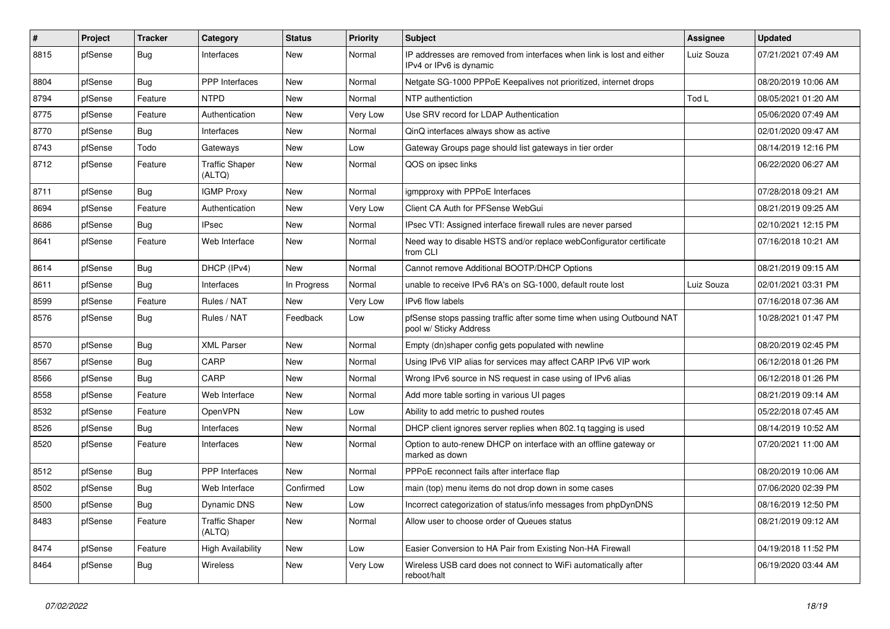| # | Project | Tracker | Category | Status | Priority | Subject | Assignee | Updated |
|---|---|---|---|---|---|---|---|---|
| 8815 | pfSense | Bug | Interfaces | New | Normal | IP addresses are removed from interfaces when link is lost and either IPv4 or IPv6 is dynamic | Luiz Souza | 07/21/2021 07:49 AM |
| 8804 | pfSense | Bug | PPP Interfaces | New | Normal | Netgate SG-1000 PPPoE Keepalives not prioritized, internet drops | | 08/20/2019 10:06 AM |
| 8794 | pfSense | Feature | NTPD | New | Normal | NTP authentiction | Tod L | 08/05/2021 01:20 AM |
| 8775 | pfSense | Feature | Authentication | New | Very Low | Use SRV record for LDAP Authentication | | 05/06/2020 07:49 AM |
| 8770 | pfSense | Bug | Interfaces | New | Normal | QinQ interfaces always show as active | | 02/01/2020 09:47 AM |
| 8743 | pfSense | Todo | Gateways | New | Low | Gateway Groups page should list gateways in tier order | | 08/14/2019 12:16 PM |
| 8712 | pfSense | Feature | Traffic Shaper (ALTQ) | New | Normal | QOS on ipsec links | | 06/22/2020 06:27 AM |
| 8711 | pfSense | Bug | IGMP Proxy | New | Normal | igmpproxy with PPPoE Interfaces | | 07/28/2018 09:21 AM |
| 8694 | pfSense | Feature | Authentication | New | Very Low | Client CA Auth for PFSense WebGui | | 08/21/2019 09:25 AM |
| 8686 | pfSense | Bug | IPsec | New | Normal | IPsec VTI: Assigned interface firewall rules are never parsed | | 02/10/2021 12:15 PM |
| 8641 | pfSense | Feature | Web Interface | New | Normal | Need way to disable HSTS and/or replace webConfigurator certificate from CLI | | 07/16/2018 10:21 AM |
| 8614 | pfSense | Bug | DHCP (IPv4) | New | Normal | Cannot remove Additional BOOTP/DHCP Options | | 08/21/2019 09:15 AM |
| 8611 | pfSense | Bug | Interfaces | In Progress | Normal | unable to receive IPv6 RA's on SG-1000, default route lost | Luiz Souza | 02/01/2021 03:31 PM |
| 8599 | pfSense | Feature | Rules / NAT | New | Very Low | IPv6 flow labels | | 07/16/2018 07:36 AM |
| 8576 | pfSense | Bug | Rules / NAT | Feedback | Low | pfSense stops passing traffic after some time when using Outbound NAT pool w/ Sticky Address | | 10/28/2021 01:47 PM |
| 8570 | pfSense | Bug | XML Parser | New | Normal | Empty (dn)shaper config gets populated with newline | | 08/20/2019 02:45 PM |
| 8567 | pfSense | Bug | CARP | New | Normal | Using IPv6 VIP alias for services may affect CARP IPv6 VIP work | | 06/12/2018 01:26 PM |
| 8566 | pfSense | Bug | CARP | New | Normal | Wrong IPv6 source in NS request in case using of IPv6 alias | | 06/12/2018 01:26 PM |
| 8558 | pfSense | Feature | Web Interface | New | Normal | Add more table sorting in various UI pages | | 08/21/2019 09:14 AM |
| 8532 | pfSense | Feature | OpenVPN | New | Low | Ability to add metric to pushed routes | | 05/22/2018 07:45 AM |
| 8526 | pfSense | Bug | Interfaces | New | Normal | DHCP client ignores server replies when 802.1q tagging is used | | 08/14/2019 10:52 AM |
| 8520 | pfSense | Feature | Interfaces | New | Normal | Option to auto-renew DHCP on interface with an offline gateway or marked as down | | 07/20/2021 11:00 AM |
| 8512 | pfSense | Bug | PPP Interfaces | New | Normal | PPPoE reconnect fails after interface flap | | 08/20/2019 10:06 AM |
| 8502 | pfSense | Bug | Web Interface | Confirmed | Low | main (top) menu items do not drop down in some cases | | 07/06/2020 02:39 PM |
| 8500 | pfSense | Bug | Dynamic DNS | New | Low | Incorrect categorization of status/info messages from phpDynDNS | | 08/16/2019 12:50 PM |
| 8483 | pfSense | Feature | Traffic Shaper (ALTQ) | New | Normal | Allow user to choose order of Queues status | | 08/21/2019 09:12 AM |
| 8474 | pfSense | Feature | High Availability | New | Low | Easier Conversion to HA Pair from Existing Non-HA Firewall | | 04/19/2018 11:52 PM |
| 8464 | pfSense | Bug | Wireless | New | Very Low | Wireless USB card does not connect to WiFi automatically after reboot/halt | | 06/19/2020 03:44 AM |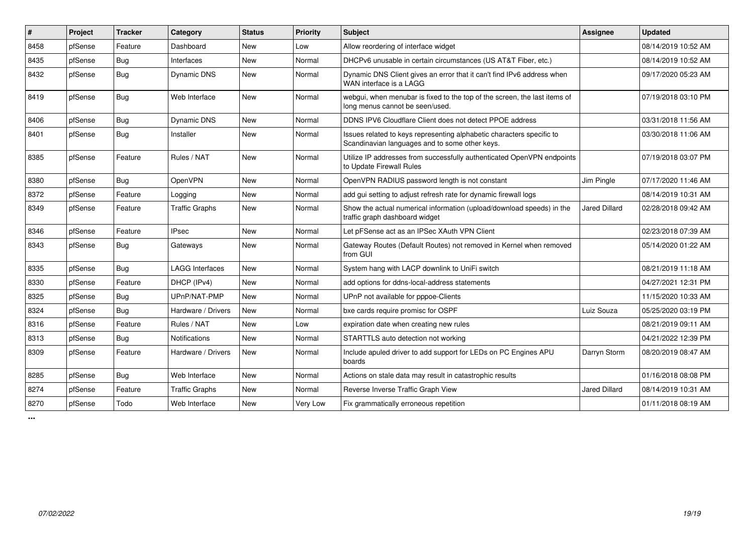| # | Project | Tracker | Category | Status | Priority | Subject | Assignee | Updated |
|---|---|---|---|---|---|---|---|---|
| 8458 | pfSense | Feature | Dashboard | New | Low | Allow reordering of interface widget | | 08/14/2019 10:52 AM |
| 8435 | pfSense | Bug | Interfaces | New | Normal | DHCPv6 unusable in certain circumstances (US AT&T Fiber, etc.) | | 08/14/2019 10:52 AM |
| 8432 | pfSense | Bug | Dynamic DNS | New | Normal | Dynamic DNS Client gives an error that it can't find IPv6 address when WAN interface is a LAGG | | 09/17/2020 05:23 AM |
| 8419 | pfSense | Bug | Web Interface | New | Normal | webgui, when menubar is fixed to the top of the screen, the last items of long menus cannot be seen/used. | | 07/19/2018 03:10 PM |
| 8406 | pfSense | Bug | Dynamic DNS | New | Normal | DDNS IPV6 Cloudflare Client does not detect PPOE address | | 03/31/2018 11:56 AM |
| 8401 | pfSense | Bug | Installer | New | Normal | Issues related to keys representing alphabetic characters specific to Scandinavian languages and to some other keys. | | 03/30/2018 11:06 AM |
| 8385 | pfSense | Feature | Rules / NAT | New | Normal | Utilize IP addresses from successfully authenticated OpenVPN endpoints to Update Firewall Rules | | 07/19/2018 03:07 PM |
| 8380 | pfSense | Bug | OpenVPN | New | Normal | OpenVPN RADIUS password length is not constant | Jim Pingle | 07/17/2020 11:46 AM |
| 8372 | pfSense | Feature | Logging | New | Normal | add gui setting to adjust refresh rate for dynamic firewall logs | | 08/14/2019 10:31 AM |
| 8349 | pfSense | Feature | Traffic Graphs | New | Normal | Show the actual numerical information (upload/download speeds) in the traffic graph dashboard widget | Jared Dillard | 02/28/2018 09:42 AM |
| 8346 | pfSense | Feature | IPsec | New | Normal | Let pFSense act as an IPSec XAuth VPN Client | | 02/23/2018 07:39 AM |
| 8343 | pfSense | Bug | Gateways | New | Normal | Gateway Routes (Default Routes) not removed in Kernel when removed from GUI | | 05/14/2020 01:22 AM |
| 8335 | pfSense | Bug | LAGG Interfaces | New | Normal | System hang with LACP downlink to UniFi switch | | 08/21/2019 11:18 AM |
| 8330 | pfSense | Feature | DHCP (IPv4) | New | Normal | add options for ddns-local-address statements | | 04/27/2021 12:31 PM |
| 8325 | pfSense | Bug | UPnP/NAT-PMP | New | Normal | UPnP not available for pppoe-Clients | | 11/15/2020 10:33 AM |
| 8324 | pfSense | Bug | Hardware / Drivers | New | Normal | bxe cards require promisc for OSPF | Luiz Souza | 05/25/2020 03:19 PM |
| 8316 | pfSense | Feature | Rules / NAT | New | Low | expiration date when creating new rules | | 08/21/2019 09:11 AM |
| 8313 | pfSense | Bug | Notifications | New | Normal | STARTTLS auto detection not working | | 04/21/2022 12:39 PM |
| 8309 | pfSense | Feature | Hardware / Drivers | New | Normal | Include apuled driver to add support for LEDs on PC Engines APU boards | Darryn Storm | 08/20/2019 08:47 AM |
| 8285 | pfSense | Bug | Web Interface | New | Normal | Actions on stale data may result in catastrophic results | | 01/16/2018 08:08 PM |
| 8274 | pfSense | Feature | Traffic Graphs | New | Normal | Reverse Inverse Traffic Graph View | Jared Dillard | 08/14/2019 10:31 AM |
| 8270 | pfSense | Todo | Web Interface | New | Very Low | Fix grammatically erroneous repetition | | 01/11/2018 08:19 AM |

...